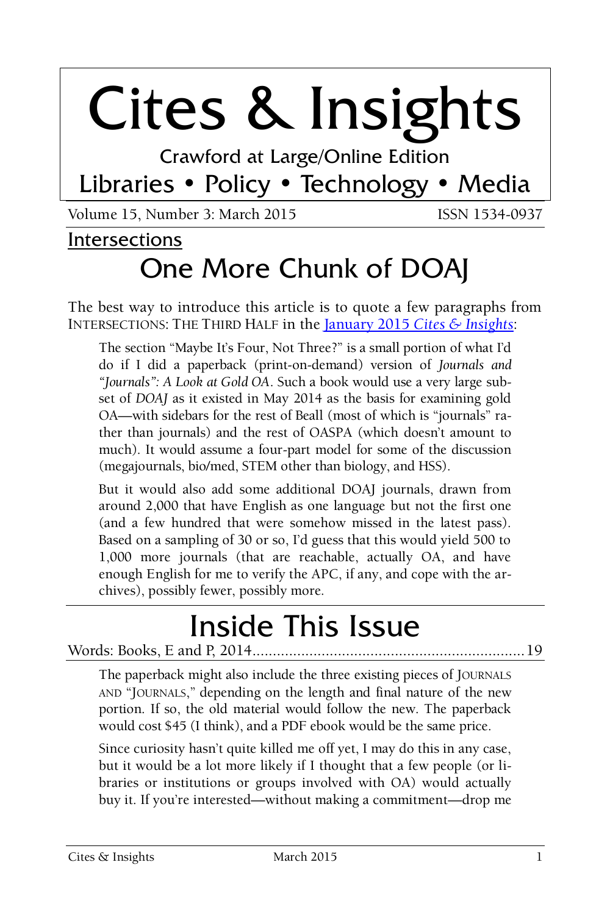# Cites & Insights

Crawford at Large/Online Edition

Libraries • Policy • Technology • Media

Volume 15, Number 3: March 2015 ISSN 1534-0937

## Intersections

# One More Chunk of DOAJ

The best way to introduce this article is to quote a few paragraphs from INTERSECTIONS: THE THIRD HALF in the [January 2015 *Cites & Insights*](#):

> The section "Maybe It's Four, Not Three?" is a small portion of what I'd do if I did a paperback (print-on-demand) version of *Journals and "Journals": A Look at Gold OA*. Such a book would use a very large subset of *DOAJ* as it existed in May 2014 as the basis for examining gold OA—with sidebars for the rest of Beall (most of which is "journals" rather than journals) and the rest of OASPA (which doesn't amount to much). It would assume a four-part model for some of the discussion (megajournals, bio/med, STEM other than biology, and HSS).
>
> But it would also add some additional DOAJ journals, drawn from around 2,000 that have English as one language but not the first one (and a few hundred that were somehow missed in the latest pass). Based on a sampling of 30 or so, I'd guess that this would yield 500 to 1,000 more journals (that are reachable, actually OA, and have enough English for me to verify the APC, if any, and cope with the archives), possibly fewer, possibly more.

## Inside This Issue

Words: Books, E and P, 2014 .................................................................. 19

> The paperback might also include the three existing pieces of JOURNALS AND "JOURNALS," depending on the length and final nature of the new portion. If so, the old material would follow the new. The paperback would cost $45 (I think), and a PDF ebook would be the same price.
>
> Since curiosity hasn't quite killed me off yet, I may do this in any case, but it would be a lot more likely if I thought that a few people (or libraries or institutions or groups involved with OA) would actually buy it. If you're interested—without making a commitment—drop me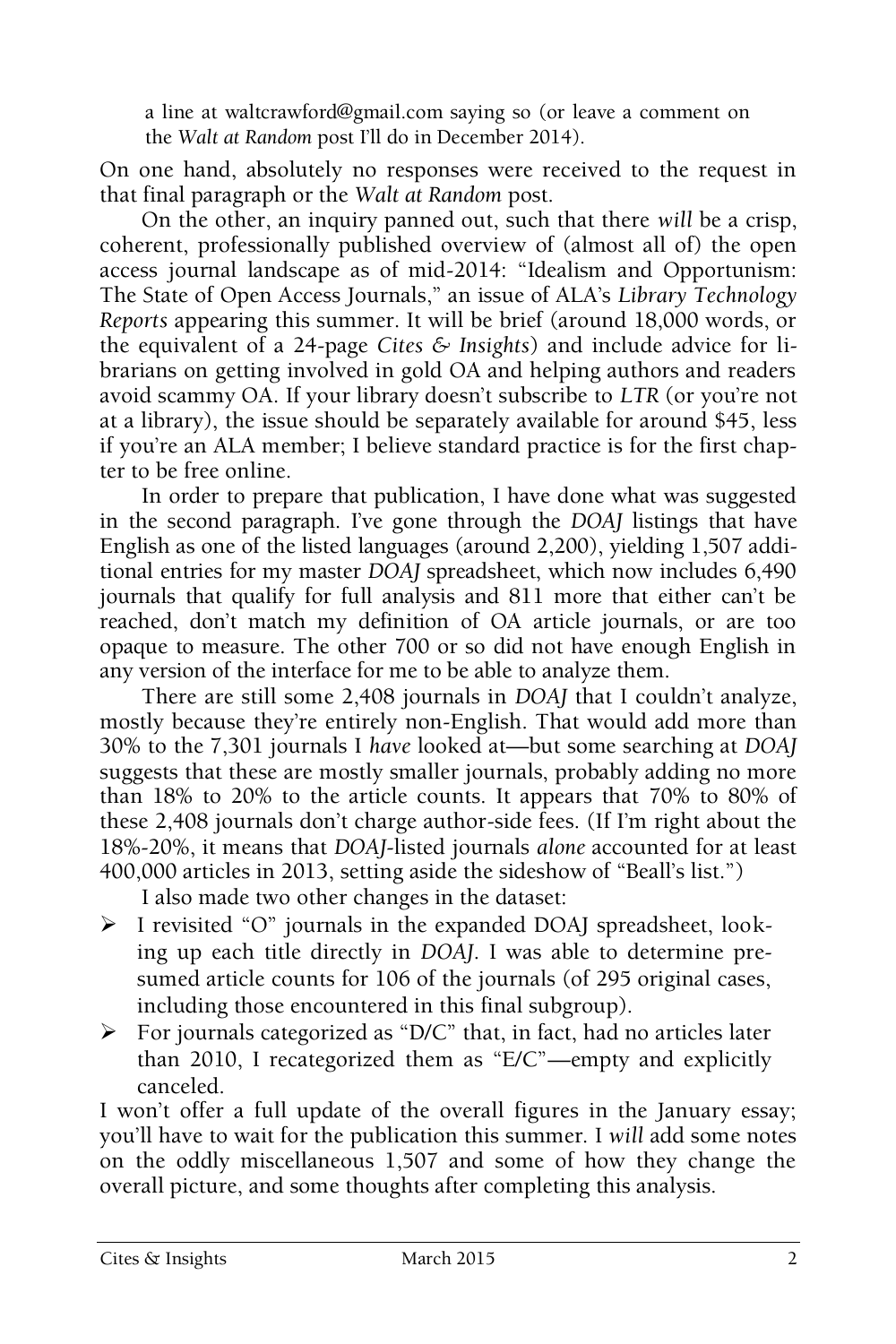a line at waltcrawford@gmail.com saying so (or leave a comment on the *Walt at Random* post I'll do in December 2014).

On one hand, absolutely no responses were received to the request in that final paragraph or the *Walt at Random* post.

On the other, an inquiry panned out, such that there *will* be a crisp, coherent, professionally published overview of (almost all of) the open access journal landscape as of mid-2014: "Idealism and Opportunism: The State of Open Access Journals," an issue of ALA's *Library Technology Reports* appearing this summer. It will be brief (around 18,000 words, or the equivalent of a 24-page *Cites & Insights*) and include advice for librarians on getting involved in gold OA and helping authors and readers avoid scammy OA. If your library doesn't subscribe to *LTR* (or you're not at a library), the issue should be separately available for around $45, less if you're an ALA member; I believe standard practice is for the first chapter to be free online.

In order to prepare that publication, I have done what was suggested in the second paragraph. I've gone through the *DOAJ* listings that have English as one of the listed languages (around 2,200), yielding 1,507 additional entries for my master *DOAJ* spreadsheet, which now includes 6,490 journals that qualify for full analysis and 811 more that either can't be reached, don't match my definition of OA article journals, or are too opaque to measure. The other 700 or so did not have enough English in any version of the interface for me to be able to analyze them.

There are still some 2,408 journals in *DOAJ* that I couldn't analyze, mostly because they're entirely non-English. That would add more than 30% to the 7,301 journals I *have* looked at—but some searching at *DOAJ* suggests that these are mostly smaller journals, probably adding no more than 18% to 20% to the article counts. It appears that 70% to 80% of these 2,408 journals don't charge author-side fees. (If I'm right about the 18%-20%, it means that *DOAJ*-listed journals *alone* accounted for at least 400,000 articles in 2013, setting aside the sideshow of "Beall's list.")

I also made two other changes in the dataset:

- I revisited "O" journals in the expanded DOAJ spreadsheet, looking up each title directly in *DOAJ*. I was able to determine presumed article counts for 106 of the journals (of 295 original cases, including those encountered in this final subgroup).
- For journals categorized as "D/C" that, in fact, had no articles later than 2010, I recategorized them as "E/C"—empty and explicitly canceled.

I won't offer a full update of the overall figures in the January essay; you'll have to wait for the publication this summer. I *will* add some notes on the oddly miscellaneous 1,507 and some of how they change the overall picture, and some thoughts after completing this analysis.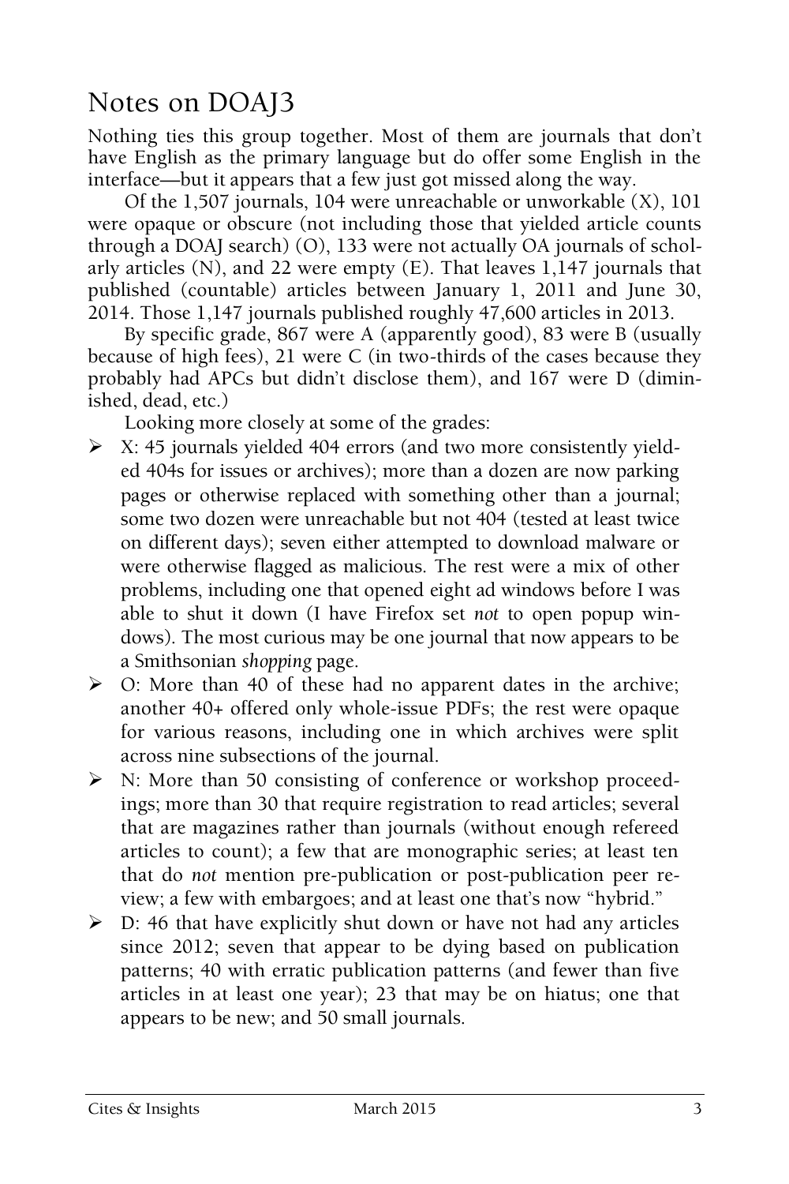## Notes on DOAJ3

Nothing ties this group together. Most of them are journals that don't have English as the primary language but do offer some English in the interface—but it appears that a few just got missed along the way.

Of the 1,507 journals, 104 were unreachable or unworkable (X), 101 were opaque or obscure (not including those that yielded article counts through a DOAJ search) (O), 133 were not actually OA journals of scholarly articles (N), and 22 were empty (E). That leaves 1,147 journals that published (countable) articles between January 1, 2011 and June 30, 2014. Those 1,147 journals published roughly 47,600 articles in 2013.

By specific grade, 867 were A (apparently good), 83 were B (usually because of high fees), 21 were C (in two-thirds of the cases because they probably had APCs but didn't disclose them), and 167 were D (diminished, dead, etc.)

Looking more closely at some of the grades:

- X: 45 journals yielded 404 errors (and two more consistently yielded 404s for issues or archives); more than a dozen are now parking pages or otherwise replaced with something other than a journal; some two dozen were unreachable but not 404 (tested at least twice on different days); seven either attempted to download malware or were otherwise flagged as malicious. The rest were a mix of other problems, including one that opened eight ad windows before I was able to shut it down (I have Firefox set *not* to open popup windows). The most curious may be one journal that now appears to be a Smithsonian *shopping* page.
- O: More than 40 of these had no apparent dates in the archive; another 40+ offered only whole-issue PDFs; the rest were opaque for various reasons, including one in which archives were split across nine subsections of the journal.
- N: More than 50 consisting of conference or workshop proceedings; more than 30 that require registration to read articles; several that are magazines rather than journals (without enough refereed articles to count); a few that are monographic series; at least ten that do *not* mention pre-publication or post-publication peer review; a few with embargoes; and at least one that's now "hybrid."
- D: 46 that have explicitly shut down or have not had any articles since 2012; seven that appear to be dying based on publication patterns; 40 with erratic publication patterns (and fewer than five articles in at least one year); 23 that may be on hiatus; one that appears to be new; and 50 small journals.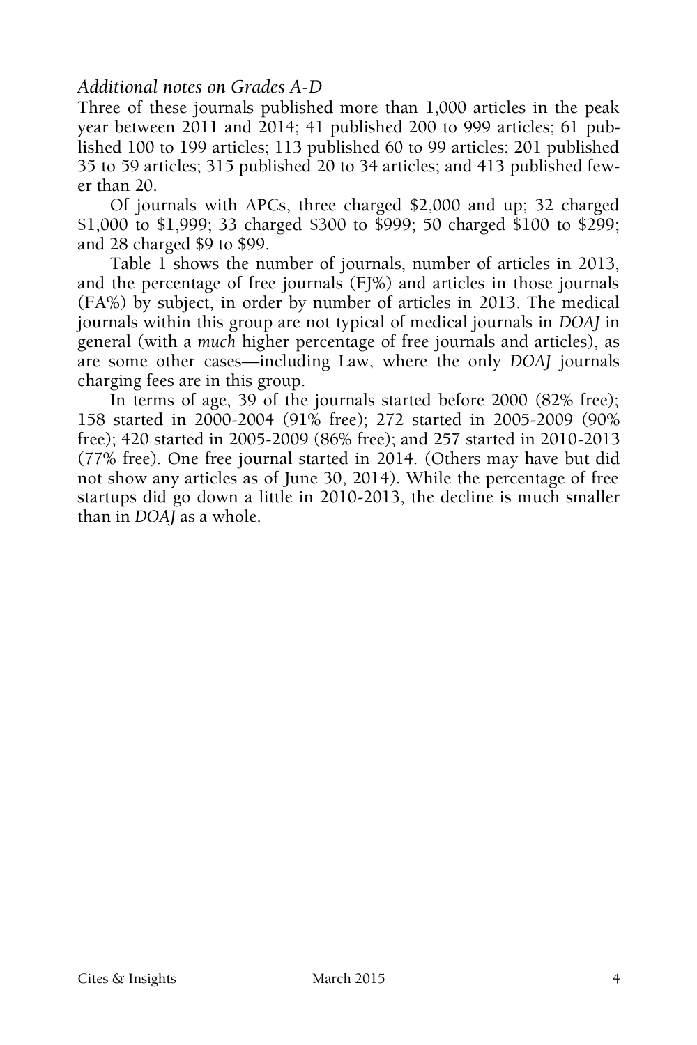*Additional notes on Grades A-D*

Three of these journals published more than 1,000 articles in the peak year between 2011 and 2014; 41 published 200 to 999 articles; 61 published 100 to 199 articles; 113 published 60 to 99 articles; 201 published 35 to 59 articles; 315 published 20 to 34 articles; and 413 published fewer than 20.

Of journals with APCs, three charged $2,000 and up; 32 charged $1,000 to $1,999; 33 charged $300 to $999; 50 charged $100 to $299; and 28 charged $9 to $99.

Table 1 shows the number of journals, number of articles in 2013, and the percentage of free journals (FJ%) and articles in those journals (FA%) by subject, in order by number of articles in 2013. The medical journals within this group are not typical of medical journals in *DOAJ* in general (with a *much* higher percentage of free journals and articles), as are some other cases—including Law, where the only *DOAJ* journals charging fees are in this group.

In terms of age, 39 of the journals started before 2000 (82% free); 158 started in 2000-2004 (91% free); 272 started in 2005-2009 (90% free); 420 started in 2005-2009 (86% free); and 257 started in 2010-2013 (77% free). One free journal started in 2014. (Others may have but did not show any articles as of June 30, 2014). While the percentage of free startups did go down a little in 2010-2013, the decline is much smaller than in *DOAJ* as a whole.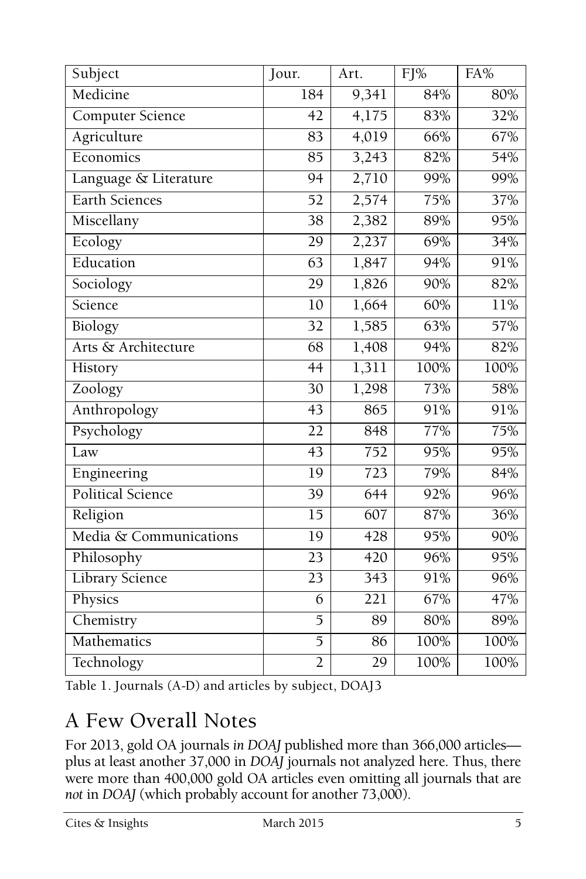| Subject | Jour. | Art. | FJ% | FA% |
|---|---|---|---|---|
| Medicine | 184 | 9,341 | 84% | 80% |
| Computer Science | 42 | 4,175 | 83% | 32% |
| Agriculture | 83 | 4,019 | 66% | 67% |
| Economics | 85 | 3,243 | 82% | 54% |
| Language & Literature | 94 | 2,710 | 99% | 99% |
| Earth Sciences | 52 | 2,574 | 75% | 37% |
| Miscellany | 38 | 2,382 | 89% | 95% |
| Ecology | 29 | 2,237 | 69% | 34% |
| Education | 63 | 1,847 | 94% | 91% |
| Sociology | 29 | 1,826 | 90% | 82% |
| Science | 10 | 1,664 | 60% | 11% |
| Biology | 32 | 1,585 | 63% | 57% |
| Arts & Architecture | 68 | 1,408 | 94% | 82% |
| History | 44 | 1,311 | 100% | 100% |
| Zoology | 30 | 1,298 | 73% | 58% |
| Anthropology | 43 | 865 | 91% | 91% |
| Psychology | 22 | 848 | 77% | 75% |
| Law | 43 | 752 | 95% | 95% |
| Engineering | 19 | 723 | 79% | 84% |
| Political Science | 39 | 644 | 92% | 96% |
| Religion | 15 | 607 | 87% | 36% |
| Media & Communications | 19 | 428 | 95% | 90% |
| Philosophy | 23 | 420 | 96% | 95% |
| Library Science | 23 | 343 | 91% | 96% |
| Physics | 6 | 221 | 67% | 47% |
| Chemistry | 5 | 89 | 80% | 89% |
| Mathematics | 5 | 86 | 100% | 100% |
| Technology | 2 | 29 | 100% | 100% |

Table 1. Journals (A-D) and articles by subject, DOAJ3

## A Few Overall Notes

For 2013, gold OA journals *in DOAJ* published more than 366,000 articles—plus at least another 37,000 in *DOAJ* journals not analyzed here. Thus, there were more than 400,000 gold OA articles even omitting all journals that are *not* in *DOAJ* (which probably account for another 73,000).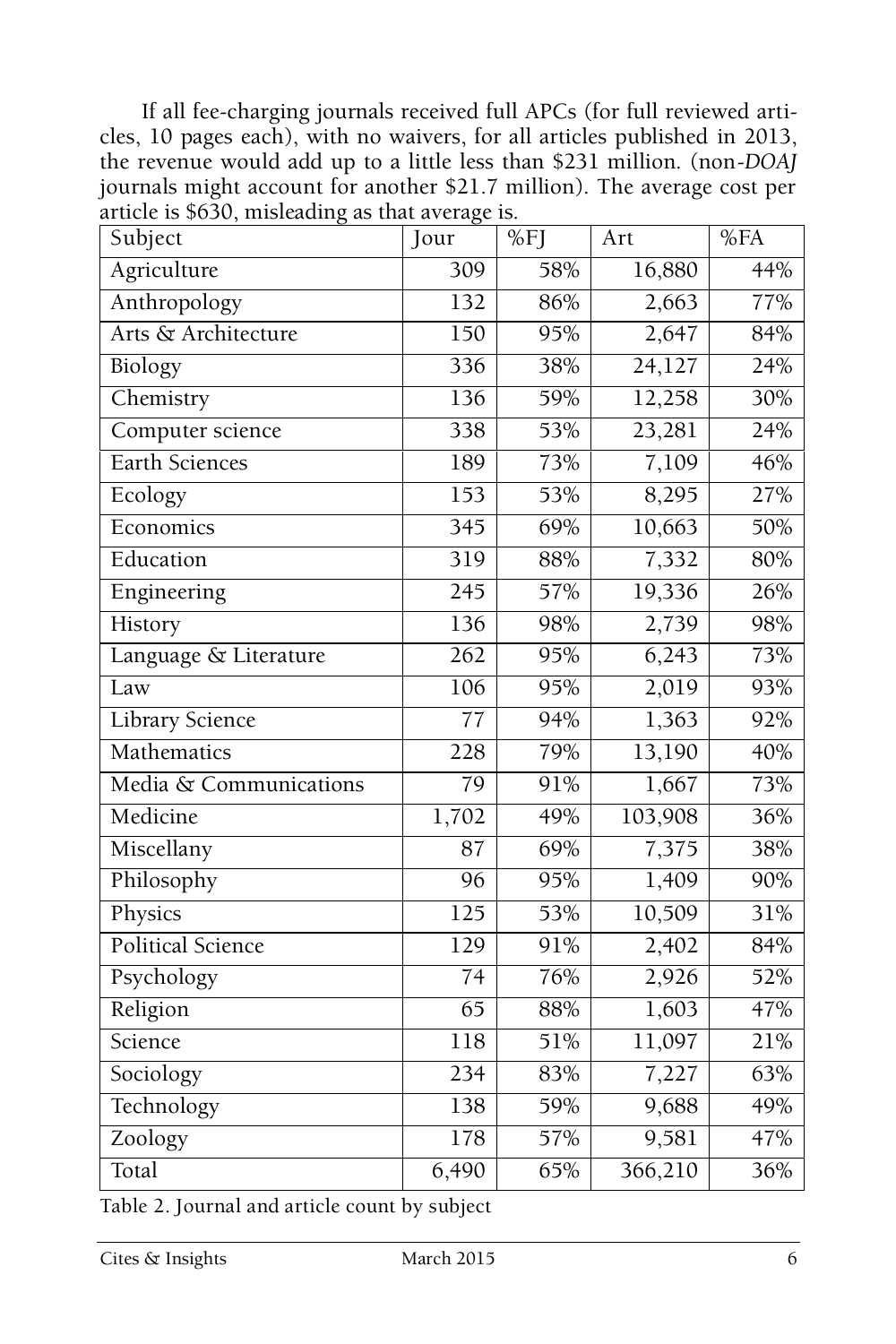If all fee-charging journals received full APCs (for full reviewed articles, 10 pages each), with no waivers, for all articles published in 2013, the revenue would add up to a little less than $231 million. (non-*DOAJ* journals might account for another $21.7 million). The average cost per article is $630, misleading as that average is.

| Subject | Jour | %FJ | Art | %FA |
|---|---|---|---|---|
| Agriculture | 309 | 58% | 16,880 | 44% |
| Anthropology | 132 | 86% | 2,663 | 77% |
| Arts & Architecture | 150 | 95% | 2,647 | 84% |
| Biology | 336 | 38% | 24,127 | 24% |
| Chemistry | 136 | 59% | 12,258 | 30% |
| Computer science | 338 | 53% | 23,281 | 24% |
| Earth Sciences | 189 | 73% | 7,109 | 46% |
| Ecology | 153 | 53% | 8,295 | 27% |
| Economics | 345 | 69% | 10,663 | 50% |
| Education | 319 | 88% | 7,332 | 80% |
| Engineering | 245 | 57% | 19,336 | 26% |
| History | 136 | 98% | 2,739 | 98% |
| Language & Literature | 262 | 95% | 6,243 | 73% |
| Law | 106 | 95% | 2,019 | 93% |
| Library Science | 77 | 94% | 1,363 | 92% |
| Mathematics | 228 | 79% | 13,190 | 40% |
| Media & Communications | 79 | 91% | 1,667 | 73% |
| Medicine | 1,702 | 49% | 103,908 | 36% |
| Miscellany | 87 | 69% | 7,375 | 38% |
| Philosophy | 96 | 95% | 1,409 | 90% |
| Physics | 125 | 53% | 10,509 | 31% |
| Political Science | 129 | 91% | 2,402 | 84% |
| Psychology | 74 | 76% | 2,926 | 52% |
| Religion | 65 | 88% | 1,603 | 47% |
| Science | 118 | 51% | 11,097 | 21% |
| Sociology | 234 | 83% | 7,227 | 63% |
| Technology | 138 | 59% | 9,688 | 49% |
| Zoology | 178 | 57% | 9,581 | 47% |
| Total | 6,490 | 65% | 366,210 | 36% |

Table 2. Journal and article count by subject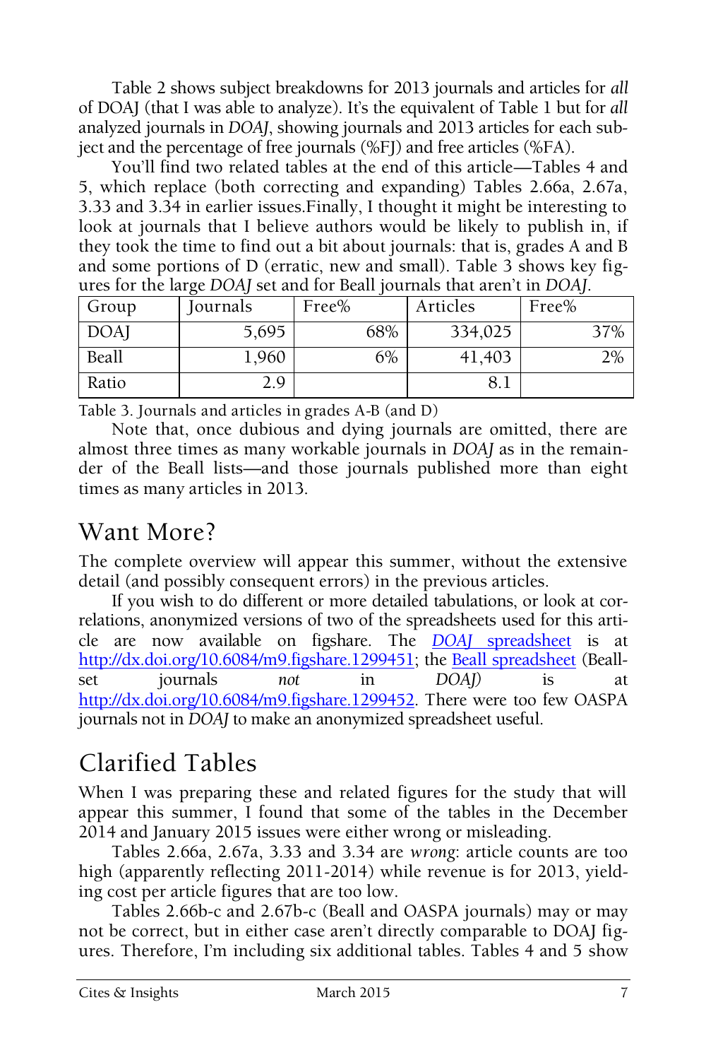Table 2 shows subject breakdowns for 2013 journals and articles for *all* of DOAJ (that I was able to analyze). It's the equivalent of Table 1 but for *all* analyzed journals in *DOAJ*, showing journals and 2013 articles for each subject and the percentage of free journals (%FJ) and free articles (%FA).

You'll find two related tables at the end of this article—Tables 4 and 5, which replace (both correcting and expanding) Tables 2.66a, 2.67a, 3.33 and 3.34 in earlier issues.Finally, I thought it might be interesting to look at journals that I believe authors would be likely to publish in, if they took the time to find out a bit about journals: that is, grades A and B and some portions of D (erratic, new and small). Table 3 shows key figures for the large *DOAJ* set and for Beall journals that aren't in *DOAJ*.

| Group | Journals | Free% | Articles | Free% |
|---|---|---|---|---|
| DOAJ | 5,695 | 68% | 334,025 | 37% |
| Beall | 1,960 | 6% | 41,403 | 2% |
| Ratio | 2.9 | | 8.1 | |

Table 3. Journals and articles in grades A-B (and D)

Note that, once dubious and dying journals are omitted, there are almost three times as many workable journals in *DOAJ* as in the remainder of the Beall lists—and those journals published more than eight times as many articles in 2013.

## Want More?

The complete overview will appear this summer, without the extensive detail (and possibly consequent errors) in the previous articles.

If you wish to do different or more detailed tabulations, or look at correlations, anonymized versions of two of the spreadsheets used for this article are now available on figshare. The [*DOAJ* spreadsheet](http://dx.doi.org/10.6084/m9.figshare.1299451) is at http://dx.doi.org/10.6084/m9.figshare.1299451; the [Beall spreadsheet](http://dx.doi.org/10.6084/m9.figshare.1299452) (Beall-set journals *not* in *DOAJ*) is at http://dx.doi.org/10.6084/m9.figshare.1299452. There were too few OASPA journals not in *DOAJ* to make an anonymized spreadsheet useful.

## Clarified Tables

When I was preparing these and related figures for the study that will appear this summer, I found that some of the tables in the December 2014 and January 2015 issues were either wrong or misleading.

Tables 2.66a, 2.67a, 3.33 and 3.34 are *wrong*: article counts are too high (apparently reflecting 2011-2014) while revenue is for 2013, yielding cost per article figures that are too low.

Tables 2.66b-c and 2.67b-c (Beall and OASPA journals) may or may not be correct, but in either case aren't directly comparable to DOAJ figures. Therefore, I'm including six additional tables. Tables 4 and 5 show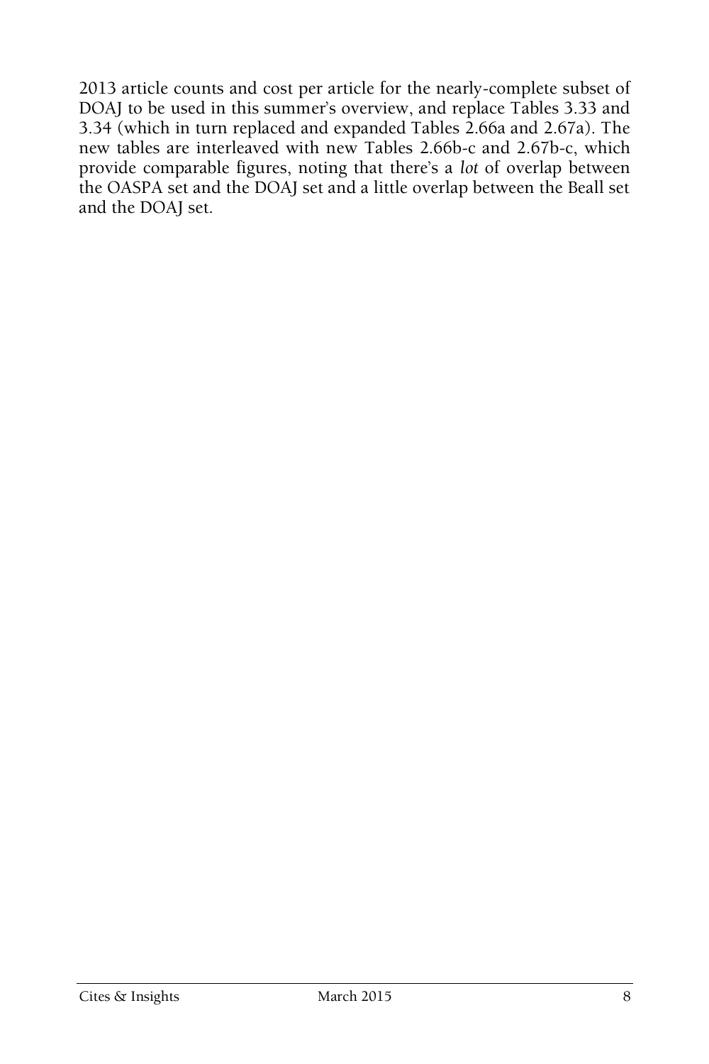2013 article counts and cost per article for the nearly-complete subset of DOAJ to be used in this summer's overview, and replace Tables 3.33 and 3.34 (which in turn replaced and expanded Tables 2.66a and 2.67a). The new tables are interleaved with new Tables 2.66b-c and 2.67b-c, which provide comparable figures, noting that there's a *lot* of overlap between the OASPA set and the DOAJ set and a little overlap between the Beall set and the DOAJ set.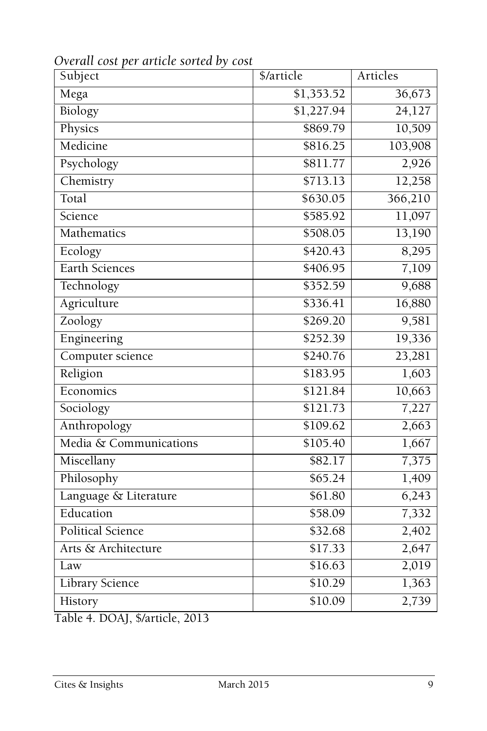*Overall cost per article sorted by cost*

| Subject | $/article | Articles |
|---|---:|---:|
| Mega | $1,353.52 | 36,673 |
| Biology | $1,227.94 | 24,127 |
| Physics | $869.79 | 10,509 |
| Medicine | $816.25 | 103,908 |
| Psychology | $811.77 | 2,926 |
| Chemistry | $713.13 | 12,258 |
| Total | $630.05 | 366,210 |
| Science | $585.92 | 11,097 |
| Mathematics | $508.05 | 13,190 |
| Ecology | $420.43 | 8,295 |
| Earth Sciences | $406.95 | 7,109 |
| Technology | $352.59 | 9,688 |
| Agriculture | $336.41 | 16,880 |
| Zoology | $269.20 | 9,581 |
| Engineering | $252.39 | 19,336 |
| Computer science | $240.76 | 23,281 |
| Religion | $183.95 | 1,603 |
| Economics | $121.84 | 10,663 |
| Sociology | $121.73 | 7,227 |
| Anthropology | $109.62 | 2,663 |
| Media & Communications | $105.40 | 1,667 |
| Miscellany | $82.17 | 7,375 |
| Philosophy | $65.24 | 1,409 |
| Language & Literature | $61.80 | 6,243 |
| Education | $58.09 | 7,332 |
| Political Science | $32.68 | 2,402 |
| Arts & Architecture | $17.33 | 2,647 |
| Law | $16.63 | 2,019 |
| Library Science | $10.29 | 1,363 |
| History | $10.09 | 2,739 |

Table 4. DOAJ, $/article, 2013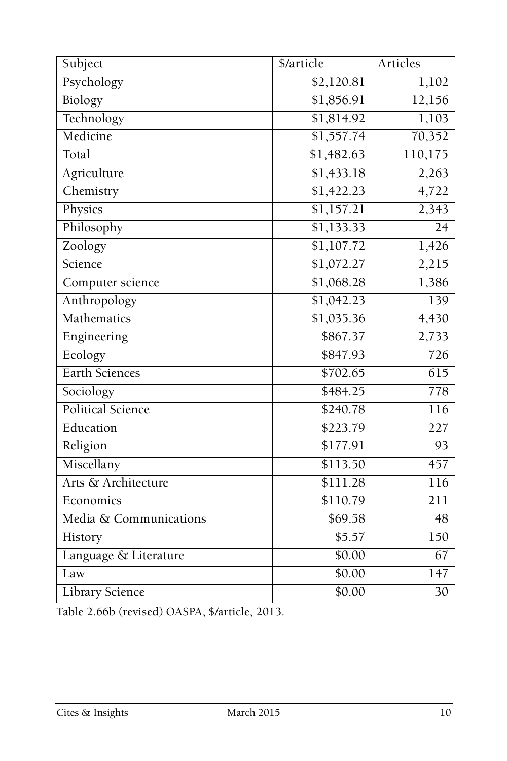| Subject | $/article | Articles |
|---|---|---|
| Psychology | $2,120.81 | 1,102 |
| Biology | $1,856.91 | 12,156 |
| Technology | $1,814.92 | 1,103 |
| Medicine | $1,557.74 | 70,352 |
| Total | $1,482.63 | 110,175 |
| Agriculture | $1,433.18 | 2,263 |
| Chemistry | $1,422.23 | 4,722 |
| Physics | $1,157.21 | 2,343 |
| Philosophy | $1,133.33 | 24 |
| Zoology | $1,107.72 | 1,426 |
| Science | $1,072.27 | 2,215 |
| Computer science | $1,068.28 | 1,386 |
| Anthropology | $1,042.23 | 139 |
| Mathematics | $1,035.36 | 4,430 |
| Engineering | $867.37 | 2,733 |
| Ecology | $847.93 | 726 |
| Earth Sciences | $702.65 | 615 |
| Sociology | $484.25 | 778 |
| Political Science | $240.78 | 116 |
| Education | $223.79 | 227 |
| Religion | $177.91 | 93 |
| Miscellany | $113.50 | 457 |
| Arts & Architecture | $111.28 | 116 |
| Economics | $110.79 | 211 |
| Media & Communications | $69.58 | 48 |
| History | $5.57 | 150 |
| Language & Literature | $0.00 | 67 |
| Law | $0.00 | 147 |
| Library Science | $0.00 | 30 |

Table 2.66b (revised) OASPA, $/article, 2013.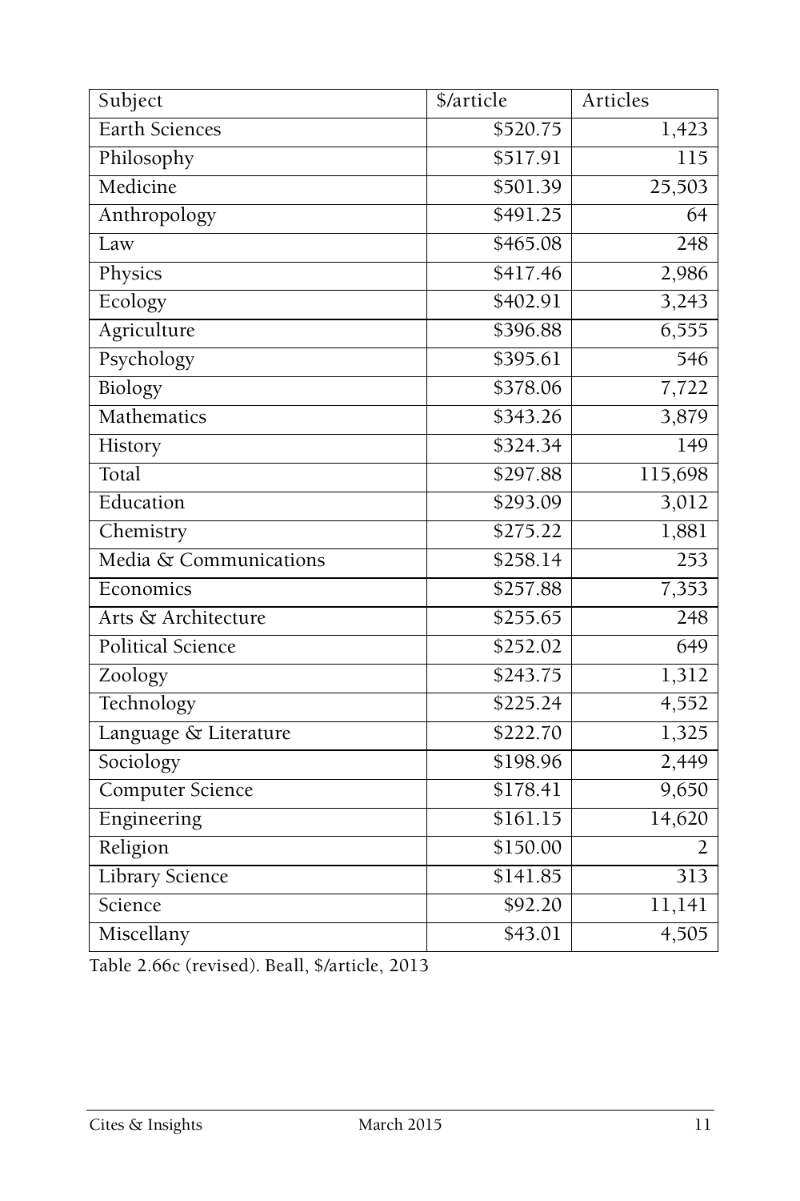| Subject | $/article | Articles |
|---|---|---|
| Earth Sciences | $520.75 | 1,423 |
| Philosophy | $517.91 | 115 |
| Medicine | $501.39 | 25,503 |
| Anthropology | $491.25 | 64 |
| Law | $465.08 | 248 |
| Physics | $417.46 | 2,986 |
| Ecology | $402.91 | 3,243 |
| Agriculture | $396.88 | 6,555 |
| Psychology | $395.61 | 546 |
| Biology | $378.06 | 7,722 |
| Mathematics | $343.26 | 3,879 |
| History | $324.34 | 149 |
| Total | $297.88 | 115,698 |
| Education | $293.09 | 3,012 |
| Chemistry | $275.22 | 1,881 |
| Media & Communications | $258.14 | 253 |
| Economics | $257.88 | 7,353 |
| Arts & Architecture | $255.65 | 248 |
| Political Science | $252.02 | 649 |
| Zoology | $243.75 | 1,312 |
| Technology | $225.24 | 4,552 |
| Language & Literature | $222.70 | 1,325 |
| Sociology | $198.96 | 2,449 |
| Computer Science | $178.41 | 9,650 |
| Engineering | $161.15 | 14,620 |
| Religion | $150.00 | 2 |
| Library Science | $141.85 | 313 |
| Science | $92.20 | 11,141 |
| Miscellany | $43.01 | 4,505 |

Table 2.66c (revised). Beall, $/article, 2013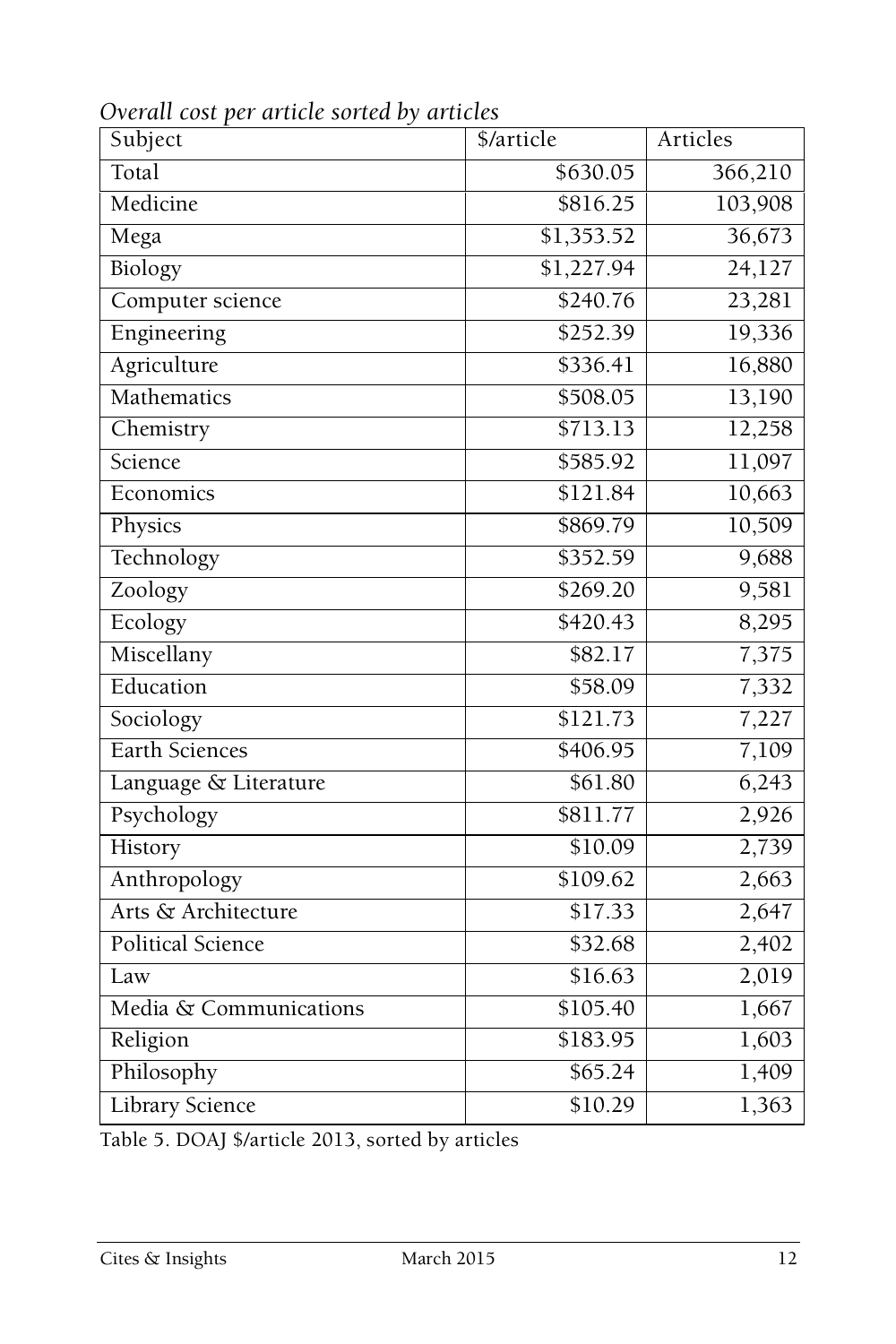*Overall cost per article sorted by articles*

| Subject | $/article | Articles |
|---|---|---|
| Total | $630.05 | 366,210 |
| Medicine | $816.25 | 103,908 |
| Mega | $1,353.52 | 36,673 |
| Biology | $1,227.94 | 24,127 |
| Computer science | $240.76 | 23,281 |
| Engineering | $252.39 | 19,336 |
| Agriculture | $336.41 | 16,880 |
| Mathematics | $508.05 | 13,190 |
| Chemistry | $713.13 | 12,258 |
| Science | $585.92 | 11,097 |
| Economics | $121.84 | 10,663 |
| Physics | $869.79 | 10,509 |
| Technology | $352.59 | 9,688 |
| Zoology | $269.20 | 9,581 |
| Ecology | $420.43 | 8,295 |
| Miscellany | $82.17 | 7,375 |
| Education | $58.09 | 7,332 |
| Sociology | $121.73 | 7,227 |
| Earth Sciences | $406.95 | 7,109 |
| Language & Literature | $61.80 | 6,243 |
| Psychology | $811.77 | 2,926 |
| History | $10.09 | 2,739 |
| Anthropology | $109.62 | 2,663 |
| Arts & Architecture | $17.33 | 2,647 |
| Political Science | $32.68 | 2,402 |
| Law | $16.63 | 2,019 |
| Media & Communications | $105.40 | 1,667 |
| Religion | $183.95 | 1,603 |
| Philosophy | $65.24 | 1,409 |
| Library Science | $10.29 | 1,363 |

Table 5. DOAJ $/article 2013, sorted by articles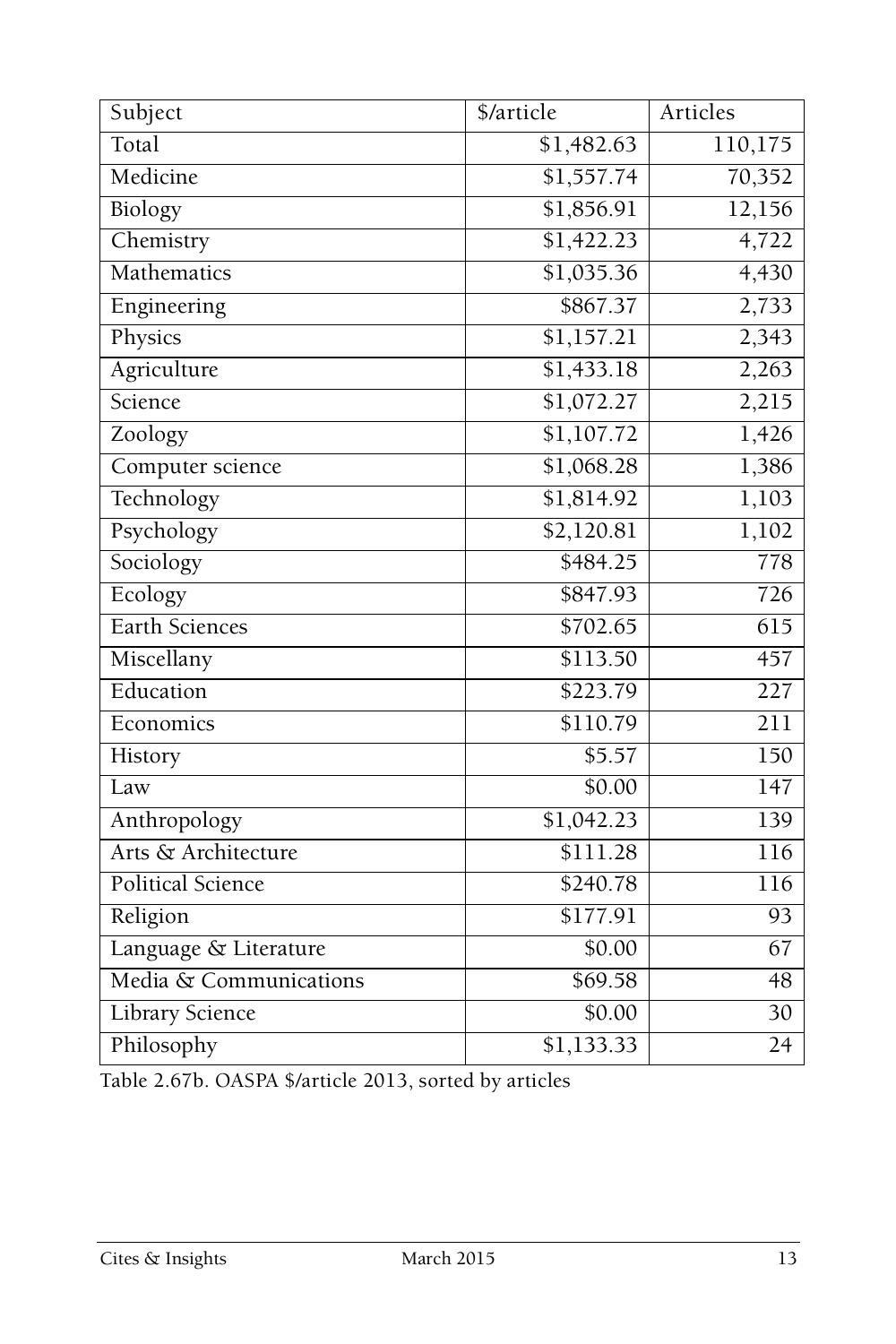| Subject | $/article | Articles |
|---|---|---|
| Total | $1,482.63 | 110,175 |
| Medicine | $1,557.74 | 70,352 |
| Biology | $1,856.91 | 12,156 |
| Chemistry | $1,422.23 | 4,722 |
| Mathematics | $1,035.36 | 4,430 |
| Engineering | $867.37 | 2,733 |
| Physics | $1,157.21 | 2,343 |
| Agriculture | $1,433.18 | 2,263 |
| Science | $1,072.27 | 2,215 |
| Zoology | $1,107.72 | 1,426 |
| Computer science | $1,068.28 | 1,386 |
| Technology | $1,814.92 | 1,103 |
| Psychology | $2,120.81 | 1,102 |
| Sociology | $484.25 | 778 |
| Ecology | $847.93 | 726 |
| Earth Sciences | $702.65 | 615 |
| Miscellany | $113.50 | 457 |
| Education | $223.79 | 227 |
| Economics | $110.79 | 211 |
| History | $5.57 | 150 |
| Law | $0.00 | 147 |
| Anthropology | $1,042.23 | 139 |
| Arts & Architecture | $111.28 | 116 |
| Political Science | $240.78 | 116 |
| Religion | $177.91 | 93 |
| Language & Literature | $0.00 | 67 |
| Media & Communications | $69.58 | 48 |
| Library Science | $0.00 | 30 |
| Philosophy | $1,133.33 | 24 |

Table 2.67b. OASPA $/article 2013, sorted by articles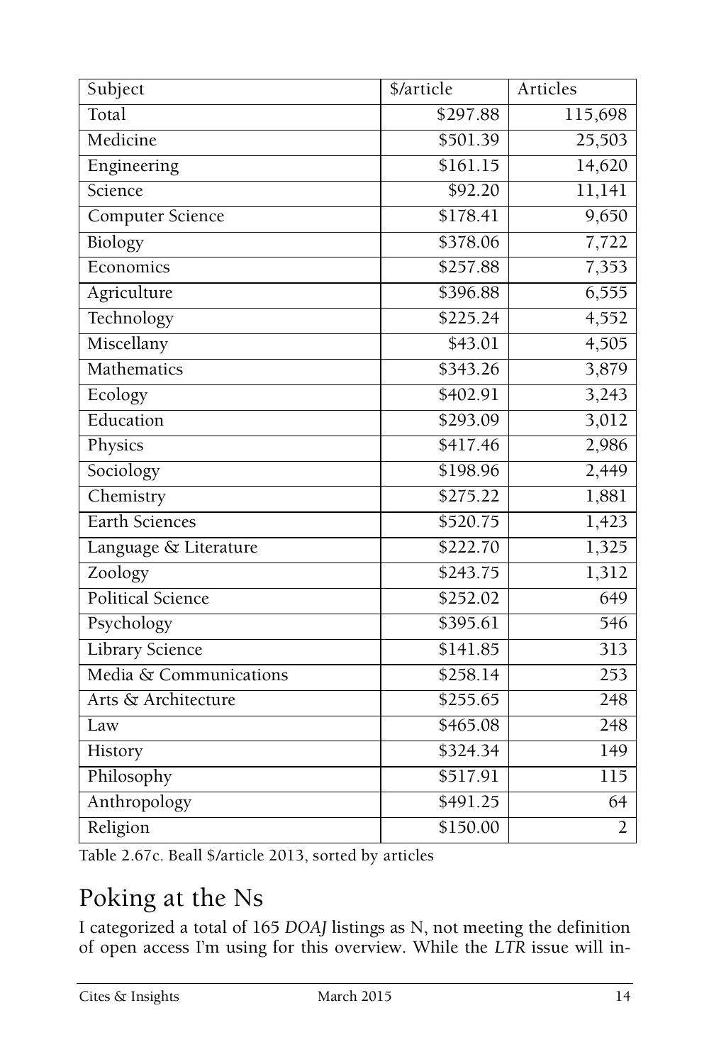| Subject | $/article | Articles |
|---|---|---|
| Total | $297.88 | 115,698 |
| Medicine | $501.39 | 25,503 |
| Engineering | $161.15 | 14,620 |
| Science | $92.20 | 11,141 |
| Computer Science | $178.41 | 9,650 |
| Biology | $378.06 | 7,722 |
| Economics | $257.88 | 7,353 |
| Agriculture | $396.88 | 6,555 |
| Technology | $225.24 | 4,552 |
| Miscellany | $43.01 | 4,505 |
| Mathematics | $343.26 | 3,879 |
| Ecology | $402.91 | 3,243 |
| Education | $293.09 | 3,012 |
| Physics | $417.46 | 2,986 |
| Sociology | $198.96 | 2,449 |
| Chemistry | $275.22 | 1,881 |
| Earth Sciences | $520.75 | 1,423 |
| Language & Literature | $222.70 | 1,325 |
| Zoology | $243.75 | 1,312 |
| Political Science | $252.02 | 649 |
| Psychology | $395.61 | 546 |
| Library Science | $141.85 | 313 |
| Media & Communications | $258.14 | 253 |
| Arts & Architecture | $255.65 | 248 |
| Law | $465.08 | 248 |
| History | $324.34 | 149 |
| Philosophy | $517.91 | 115 |
| Anthropology | $491.25 | 64 |
| Religion | $150.00 | 2 |

Table 2.67c. Beall $/article 2013, sorted by articles

## Poking at the Ns

I categorized a total of 165 *DOAJ* listings as N, not meeting the definition of open access I'm using for this overview. While the *LTR* issue will in-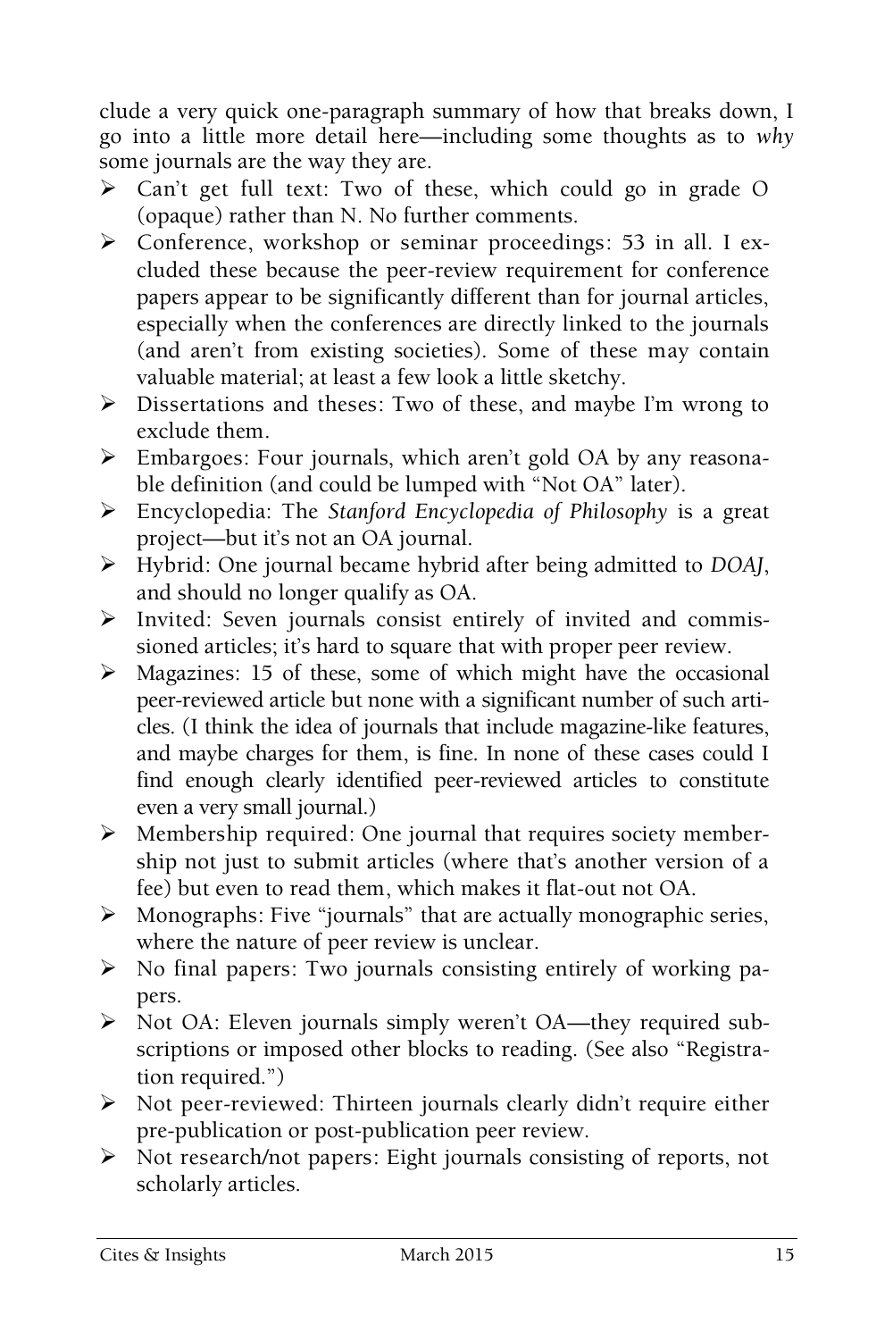clude a very quick one-paragraph summary of how that breaks down, I go into a little more detail here—including some thoughts as to *why* some journals are the way they are.

- Can't get full text: Two of these, which could go in grade O (opaque) rather than N. No further comments.
- Conference, workshop or seminar proceedings: 53 in all. I excluded these because the peer-review requirement for conference papers appear to be significantly different than for journal articles, especially when the conferences are directly linked to the journals (and aren't from existing societies). Some of these may contain valuable material; at least a few look a little sketchy.
- Dissertations and theses: Two of these, and maybe I'm wrong to exclude them.
- Embargoes: Four journals, which aren't gold OA by any reasonable definition (and could be lumped with "Not OA" later).
- Encyclopedia: The *Stanford Encyclopedia of Philosophy* is a great project—but it's not an OA journal.
- Hybrid: One journal became hybrid after being admitted to *DOAJ*, and should no longer qualify as OA.
- Invited: Seven journals consist entirely of invited and commissioned articles; it's hard to square that with proper peer review.
- Magazines: 15 of these, some of which might have the occasional peer-reviewed article but none with a significant number of such articles. (I think the idea of journals that include magazine-like features, and maybe charges for them, is fine. In none of these cases could I find enough clearly identified peer-reviewed articles to constitute even a very small journal.)
- Membership required: One journal that requires society membership not just to submit articles (where that's another version of a fee) but even to read them, which makes it flat-out not OA.
- Monographs: Five "journals" that are actually monographic series, where the nature of peer review is unclear.
- No final papers: Two journals consisting entirely of working papers.
- Not OA: Eleven journals simply weren't OA—they required subscriptions or imposed other blocks to reading. (See also "Registration required.")
- Not peer-reviewed: Thirteen journals clearly didn't require either pre-publication or post-publication peer review.
- Not research/not papers: Eight journals consisting of reports, not scholarly articles.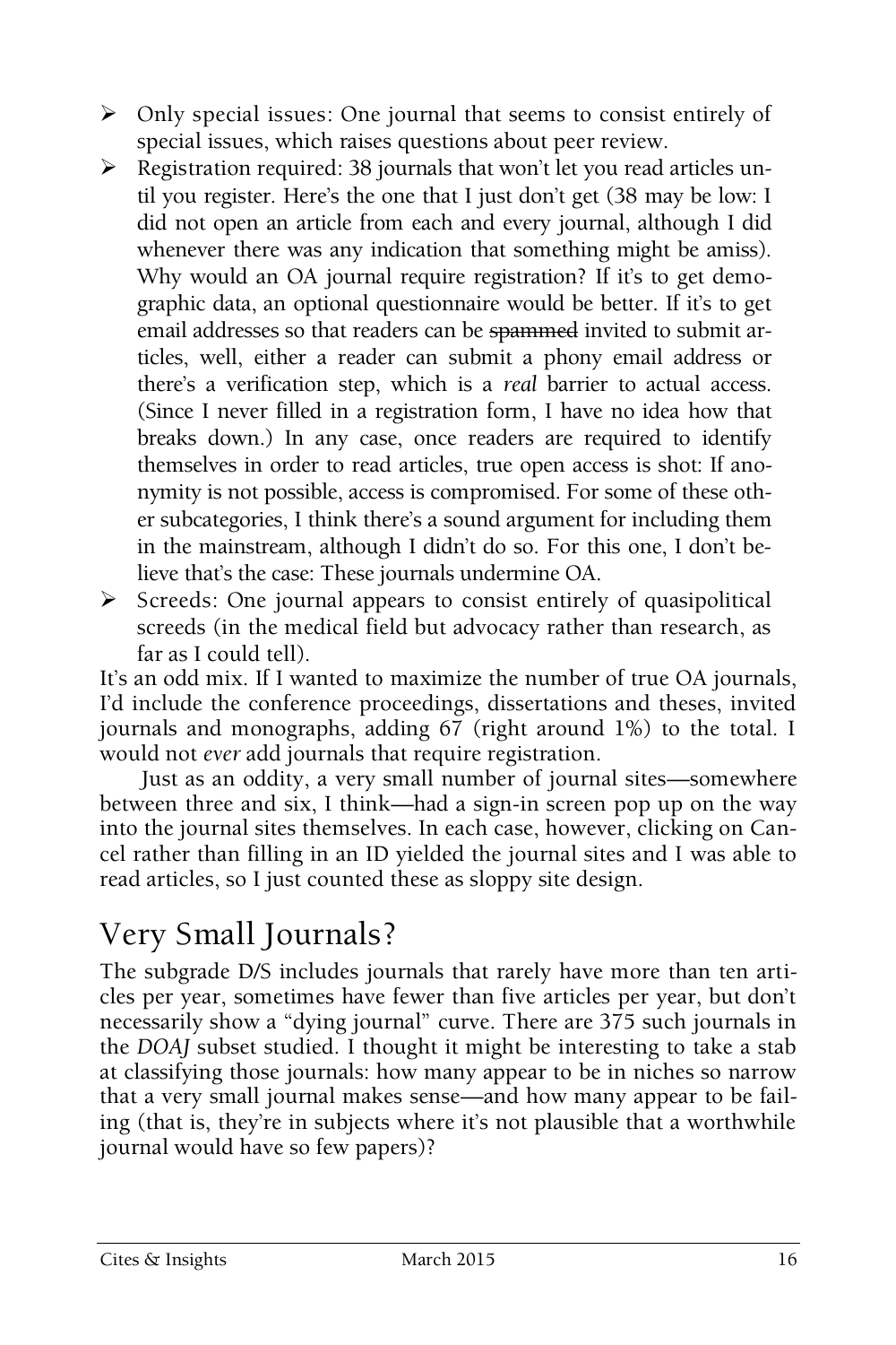- Only special issues: One journal that seems to consist entirely of special issues, which raises questions about peer review.
- Registration required: 38 journals that won't let you read articles until you register. Here's the one that I just don't get (38 may be low: I did not open an article from each and every journal, although I did whenever there was any indication that something might be amiss). Why would an OA journal require registration? If it's to get demographic data, an optional questionnaire would be better. If it's to get email addresses so that readers can be ~~spammed~~ invited to submit articles, well, either a reader can submit a phony email address or there's a verification step, which is a *real* barrier to actual access. (Since I never filled in a registration form, I have no idea how that breaks down.) In any case, once readers are required to identify themselves in order to read articles, true open access is shot: If anonymity is not possible, access is compromised. For some of these other subcategories, I think there's a sound argument for including them in the mainstream, although I didn't do so. For this one, I don't believe that's the case: These journals undermine OA.
- Screeds: One journal appears to consist entirely of quasipolitical screeds (in the medical field but advocacy rather than research, as far as I could tell).

It's an odd mix. If I wanted to maximize the number of true OA journals, I'd include the conference proceedings, dissertations and theses, invited journals and monographs, adding 67 (right around 1%) to the total. I would not *ever* add journals that require registration.

Just as an oddity, a very small number of journal sites—somewhere between three and six, I think—had a sign-in screen pop up on the way into the journal sites themselves. In each case, however, clicking on Cancel rather than filling in an ID yielded the journal sites and I was able to read articles, so I just counted these as sloppy site design.

## Very Small Journals?

The subgrade D/S includes journals that rarely have more than ten articles per year, sometimes have fewer than five articles per year, but don't necessarily show a "dying journal" curve. There are 375 such journals in the *DOAJ* subset studied. I thought it might be interesting to take a stab at classifying those journals: how many appear to be in niches so narrow that a very small journal makes sense—and how many appear to be failing (that is, they're in subjects where it's not plausible that a worthwhile journal would have so few papers)?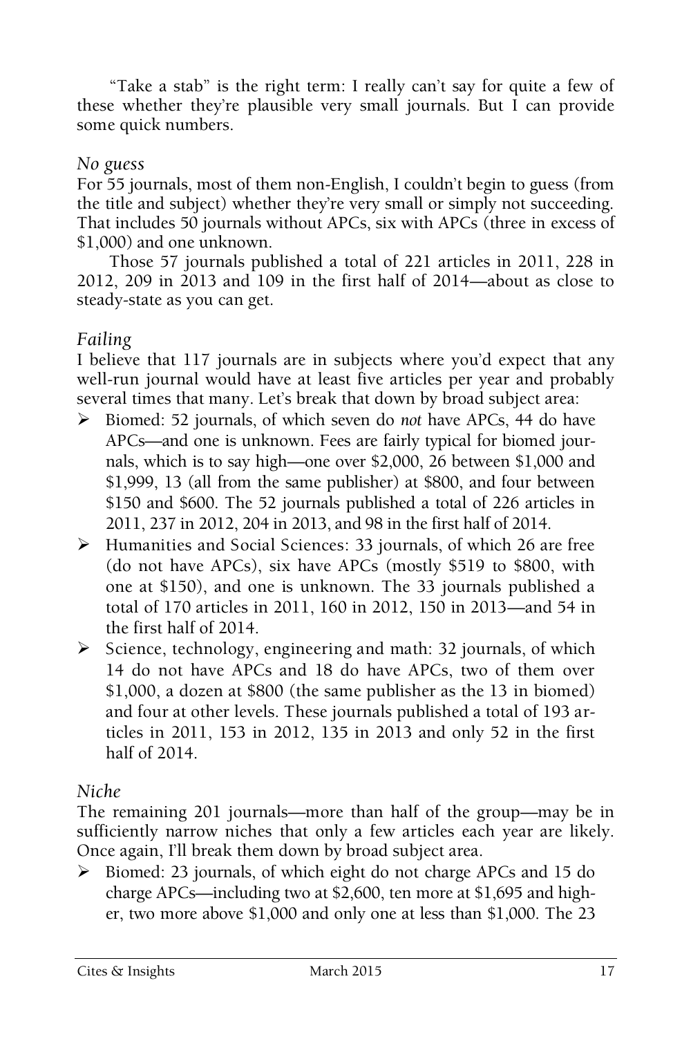"Take a stab" is the right term: I really can't say for quite a few of these whether they're plausible very small journals. But I can provide some quick numbers.

### *No guess*

For 55 journals, most of them non-English, I couldn't begin to guess (from the title and subject) whether they're very small or simply not succeeding. That includes 50 journals without APCs, six with APCs (three in excess of $1,000) and one unknown.

Those 57 journals published a total of 221 articles in 2011, 228 in 2012, 209 in 2013 and 109 in the first half of 2014—about as close to steady-state as you can get.

### *Failing*

I believe that 117 journals are in subjects where you'd expect that any well-run journal would have at least five articles per year and probably several times that many. Let's break that down by broad subject area:

- Biomed: 52 journals, of which seven do *not* have APCs, 44 do have APCs—and one is unknown. Fees are fairly typical for biomed journals, which is to say high—one over $2,000, 26 between $1,000 and $1,999, 13 (all from the same publisher) at $800, and four between $150 and $600. The 52 journals published a total of 226 articles in 2011, 237 in 2012, 204 in 2013, and 98 in the first half of 2014.
- Humanities and Social Sciences: 33 journals, of which 26 are free (do not have APCs), six have APCs (mostly $519 to $800, with one at $150), and one is unknown. The 33 journals published a total of 170 articles in 2011, 160 in 2012, 150 in 2013—and 54 in the first half of 2014.
- Science, technology, engineering and math: 32 journals, of which 14 do not have APCs and 18 do have APCs, two of them over $1,000, a dozen at $800 (the same publisher as the 13 in biomed) and four at other levels. These journals published a total of 193 articles in 2011, 153 in 2012, 135 in 2013 and only 52 in the first half of 2014.

### *Niche*

The remaining 201 journals—more than half of the group—may be in sufficiently narrow niches that only a few articles each year are likely. Once again, I'll break them down by broad subject area.

- Biomed: 23 journals, of which eight do not charge APCs and 15 do charge APCs—including two at $2,600, ten more at $1,695 and higher, two more above $1,000 and only one at less than $1,000. The 23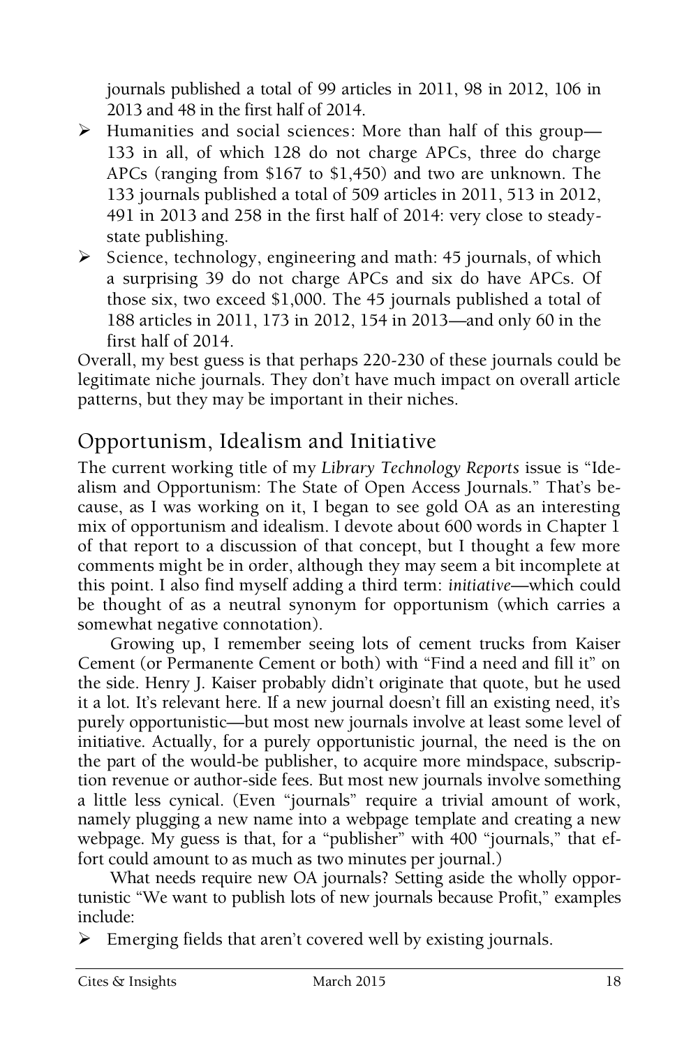journals published a total of 99 articles in 2011, 98 in 2012, 106 in 2013 and 48 in the first half of 2014.

- Humanities and social sciences: More than half of this group—133 in all, of which 128 do not charge APCs, three do charge APCs (ranging from $167 to $1,450) and two are unknown. The 133 journals published a total of 509 articles in 2011, 513 in 2012, 491 in 2013 and 258 in the first half of 2014: very close to steady-state publishing.
- Science, technology, engineering and math: 45 journals, of which a surprising 39 do not charge APCs and six do have APCs. Of those six, two exceed $1,000. The 45 journals published a total of 188 articles in 2011, 173 in 2012, 154 in 2013—and only 60 in the first half of 2014.

Overall, my best guess is that perhaps 220-230 of these journals could be legitimate niche journals. They don't have much impact on overall article patterns, but they may be important in their niches.

## Opportunism, Idealism and Initiative

The current working title of my *Library Technology Reports* issue is "Idealism and Opportunism: The State of Open Access Journals." That's because, as I was working on it, I began to see gold OA as an interesting mix of opportunism and idealism. I devote about 600 words in Chapter 1 of that report to a discussion of that concept, but I thought a few more comments might be in order, although they may seem a bit incomplete at this point. I also find myself adding a third term: *initiative*—which could be thought of as a neutral synonym for opportunism (which carries a somewhat negative connotation).

Growing up, I remember seeing lots of cement trucks from Kaiser Cement (or Permanente Cement or both) with "Find a need and fill it" on the side. Henry J. Kaiser probably didn't originate that quote, but he used it a lot. It's relevant here. If a new journal doesn't fill an existing need, it's purely opportunistic—but most new journals involve at least some level of initiative. Actually, for a purely opportunistic journal, the need is the on the part of the would-be publisher, to acquire more mindspace, subscription revenue or author-side fees. But most new journals involve something a little less cynical. (Even "journals" require a trivial amount of work, namely plugging a new name into a webpage template and creating a new webpage. My guess is that, for a "publisher" with 400 "journals," that effort could amount to as much as two minutes per journal.)

What needs require new OA journals? Setting aside the wholly opportunistic "We want to publish lots of new journals because Profit," examples include:

- Emerging fields that aren't covered well by existing journals.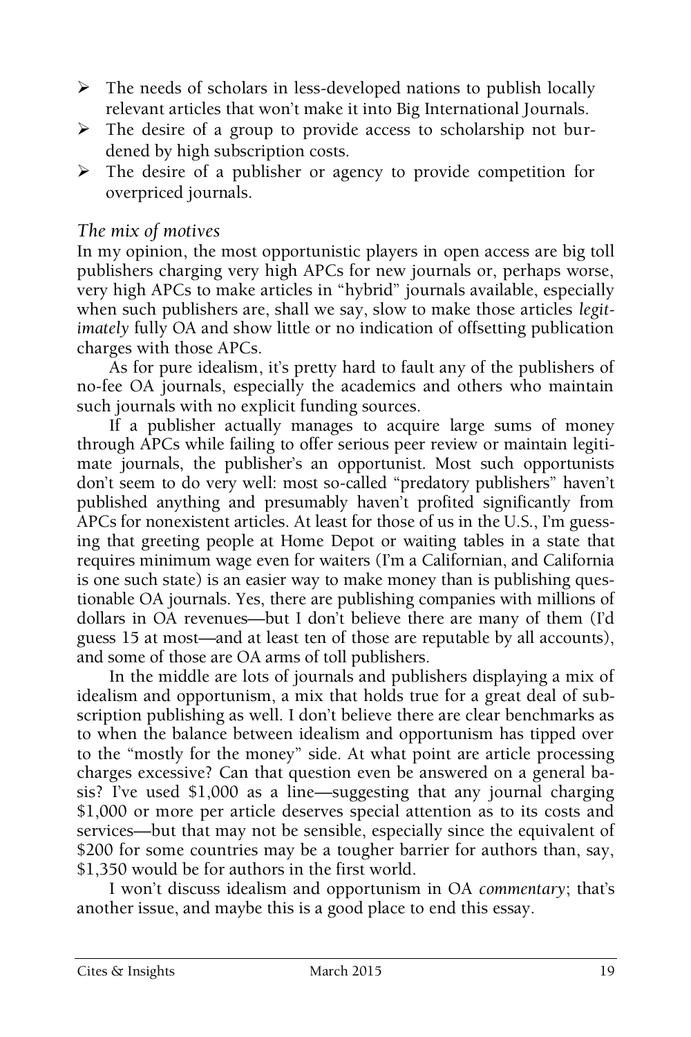- The needs of scholars in less-developed nations to publish locally relevant articles that won't make it into Big International Journals.
- The desire of a group to provide access to scholarship not burdened by high subscription costs.
- The desire of a publisher or agency to provide competition for overpriced journals.

### *The mix of motives*

In my opinion, the most opportunistic players in open access are big toll publishers charging very high APCs for new journals or, perhaps worse, very high APCs to make articles in "hybrid" journals available, especially when such publishers are, shall we say, slow to make those articles *legitimately* fully OA and show little or no indication of offsetting publication charges with those APCs.

As for pure idealism, it's pretty hard to fault any of the publishers of no-fee OA journals, especially the academics and others who maintain such journals with no explicit funding sources.

If a publisher actually manages to acquire large sums of money through APCs while failing to offer serious peer review or maintain legitimate journals, the publisher's an opportunist. Most such opportunists don't seem to do very well: most so-called "predatory publishers" haven't published anything and presumably haven't profited significantly from APCs for nonexistent articles. At least for those of us in the U.S., I'm guessing that greeting people at Home Depot or waiting tables in a state that requires minimum wage even for waiters (I'm a Californian, and California is one such state) is an easier way to make money than is publishing questionable OA journals. Yes, there are publishing companies with millions of dollars in OA revenues—but I don't believe there are many of them (I'd guess 15 at most—and at least ten of those are reputable by all accounts), and some of those are OA arms of toll publishers.

In the middle are lots of journals and publishers displaying a mix of idealism and opportunism, a mix that holds true for a great deal of subscription publishing as well. I don't believe there are clear benchmarks as to when the balance between idealism and opportunism has tipped over to the "mostly for the money" side. At what point are article processing charges excessive? Can that question even be answered on a general basis? I've used $1,000 as a line—suggesting that any journal charging $1,000 or more per article deserves special attention as to its costs and services—but that may not be sensible, especially since the equivalent of $200 for some countries may be a tougher barrier for authors than, say, $1,350 would be for authors in the first world.

I won't discuss idealism and opportunism in OA *commentary*; that's another issue, and maybe this is a good place to end this essay.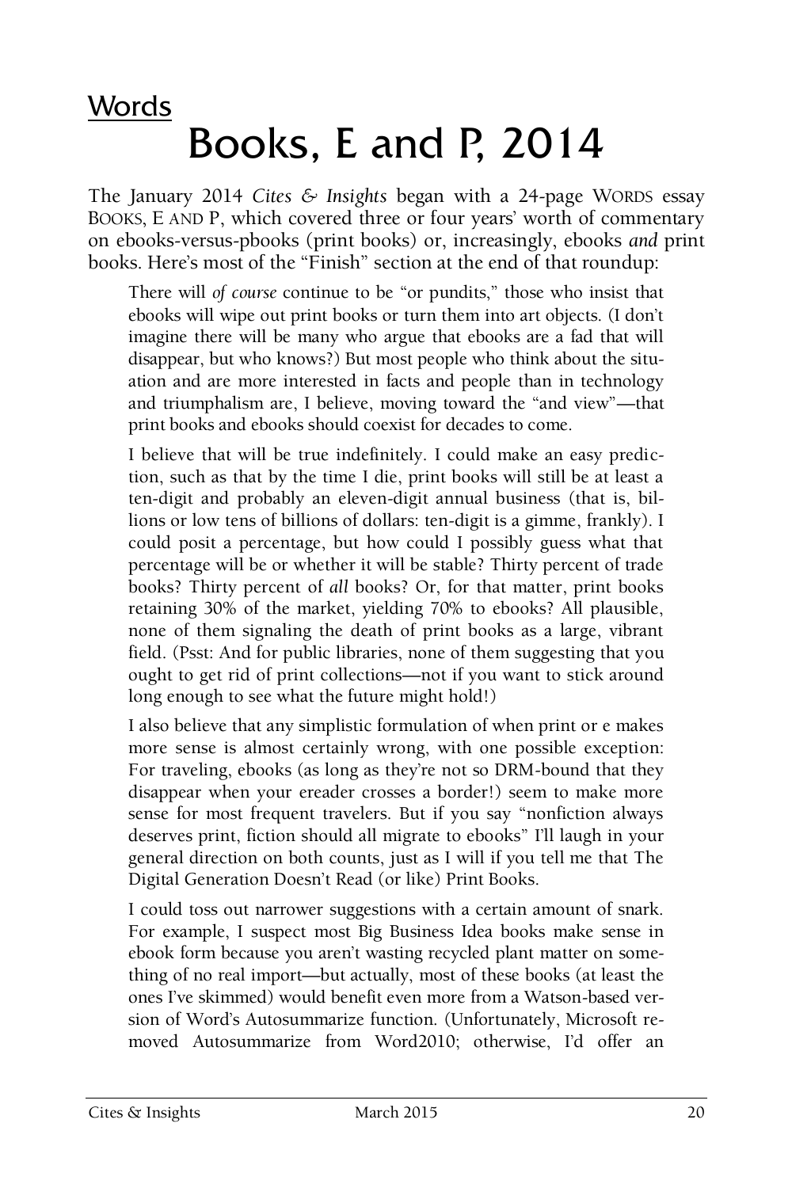## Words

# Books, E and P, 2014

The January 2014 *Cites & Insights* began with a 24-page WORDS essay BOOKS, E AND P, which covered three or four years' worth of commentary on ebooks-versus-pbooks (print books) or, increasingly, ebooks *and* print books. Here's most of the "Finish" section at the end of that roundup:

> There will *of course* continue to be "or pundits," those who insist that ebooks will wipe out print books or turn them into art objects. (I don't imagine there will be many who argue that ebooks are a fad that will disappear, but who knows?) But most people who think about the situation and are more interested in facts and people than in technology and triumphalism are, I believe, moving toward the "and view"—that print books and ebooks should coexist for decades to come.
>
> I believe that will be true indefinitely. I could make an easy prediction, such as that by the time I die, print books will still be at least a ten-digit and probably an eleven-digit annual business (that is, billions or low tens of billions of dollars: ten-digit is a gimme, frankly). I could posit a percentage, but how could I possibly guess what that percentage will be or whether it will be stable? Thirty percent of trade books? Thirty percent of *all* books? Or, for that matter, print books retaining 30% of the market, yielding 70% to ebooks? All plausible, none of them signaling the death of print books as a large, vibrant field. (Psst: And for public libraries, none of them suggesting that you ought to get rid of print collections—not if you want to stick around long enough to see what the future might hold!)
>
> I also believe that any simplistic formulation of when print or e makes more sense is almost certainly wrong, with one possible exception: For traveling, ebooks (as long as they're not so DRM-bound that they disappear when your ereader crosses a border!) seem to make more sense for most frequent travelers. But if you say "nonfiction always deserves print, fiction should all migrate to ebooks" I'll laugh in your general direction on both counts, just as I will if you tell me that The Digital Generation Doesn't Read (or like) Print Books.
>
> I could toss out narrower suggestions with a certain amount of snark. For example, I suspect most Big Business Idea books make sense in ebook form because you aren't wasting recycled plant matter on something of no real import—but actually, most of these books (at least the ones I've skimmed) would benefit even more from a Watson-based version of Word's Autosummarize function. (Unfortunately, Microsoft removed Autosummarize from Word2010; otherwise, I'd offer an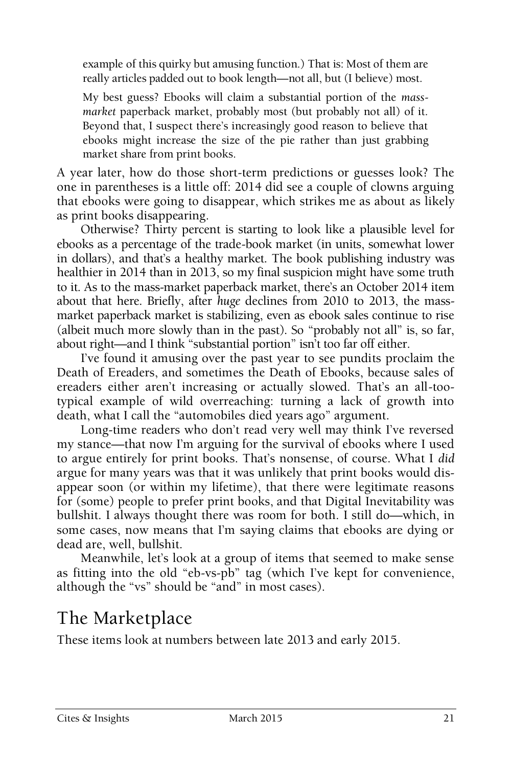> example of this quirky but amusing function.) That is: Most of them are really articles padded out to book length—not all, but (I believe) most.
>
> My best guess? Ebooks will claim a substantial portion of the *mass-market* paperback market, probably most (but probably not all) of it. Beyond that, I suspect there's increasingly good reason to believe that ebooks might increase the size of the pie rather than just grabbing market share from print books.

A year later, how do those short-term predictions or guesses look? The one in parentheses is a little off: 2014 did see a couple of clowns arguing that ebooks were going to disappear, which strikes me as about as likely as print books disappearing.

Otherwise? Thirty percent is starting to look like a plausible level for ebooks as a percentage of the trade-book market (in units, somewhat lower in dollars), and that's a healthy market. The book publishing industry was healthier in 2014 than in 2013, so my final suspicion might have some truth to it. As to the mass-market paperback market, there's an October 2014 item about that here. Briefly, after *huge* declines from 2010 to 2013, the mass-market paperback market is stabilizing, even as ebook sales continue to rise (albeit much more slowly than in the past). So "probably not all" is, so far, about right—and I think "substantial portion" isn't too far off either.

I've found it amusing over the past year to see pundits proclaim the Death of Ereaders, and sometimes the Death of Ebooks, because sales of ereaders either aren't increasing or actually slowed. That's an all-too-typical example of wild overreaching: turning a lack of growth into death, what I call the "automobiles died years ago" argument.

Long-time readers who don't read very well may think I've reversed my stance—that now I'm arguing for the survival of ebooks where I used to argue entirely for print books. That's nonsense, of course. What I *did* argue for many years was that it was unlikely that print books would disappear soon (or within my lifetime), that there were legitimate reasons for (some) people to prefer print books, and that Digital Inevitability was bullshit. I always thought there was room for both. I still do—which, in some cases, now means that I'm saying claims that ebooks are dying or dead are, well, bullshit.

Meanwhile, let's look at a group of items that seemed to make sense as fitting into the old "eb-vs-pb" tag (which I've kept for convenience, although the "vs" should be "and" in most cases).

## The Marketplace

These items look at numbers between late 2013 and early 2015.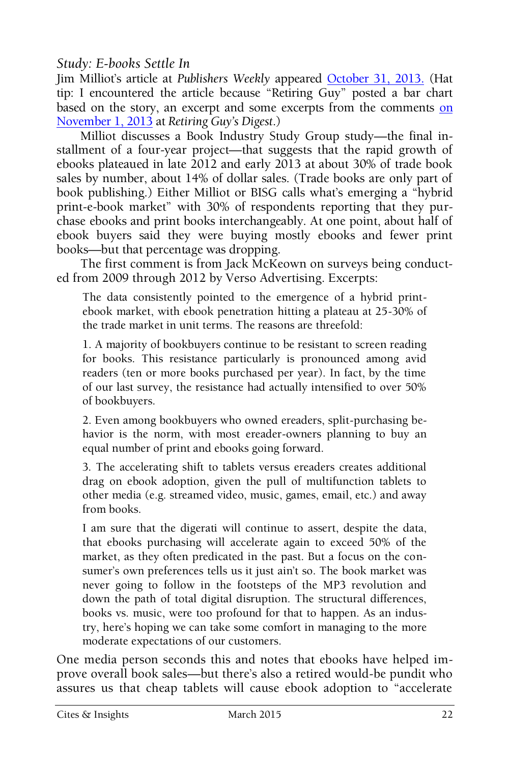### *Study: E-books Settle In*

Jim Milliot's article at *Publishers Weekly* appeared October 31, 2013. (Hat tip: I encountered the article because "Retiring Guy" posted a bar chart based on the story, an excerpt and some excerpts from the comments on November 1, 2013 at *Retiring Guy's Digest*.)

Milliot discusses a Book Industry Study Group study—the final installment of a four-year project—that suggests that the rapid growth of ebooks plateaued in late 2012 and early 2013 at about 30% of trade book sales by number, about 14% of dollar sales. (Trade books are only part of book publishing.) Either Milliot or BISG calls what's emerging a "hybrid print-e-book market" with 30% of respondents reporting that they purchase ebooks and print books interchangeably. At one point, about half of ebook buyers said they were buying mostly ebooks and fewer print books—but that percentage was dropping.

The first comment is from Jack McKeown on surveys being conducted from 2009 through 2012 by Verso Advertising. Excerpts:

> The data consistently pointed to the emergence of a hybrid print-ebook market, with ebook penetration hitting a plateau at 25-30% of the trade market in unit terms. The reasons are threefold:
>
> 1. A majority of bookbuyers continue to be resistant to screen reading for books. This resistance particularly is pronounced among avid readers (ten or more books purchased per year). In fact, by the time of our last survey, the resistance had actually intensified to over 50% of bookbuyers.
>
> 2. Even among bookbuyers who owned ereaders, split-purchasing behavior is the norm, with most ereader-owners planning to buy an equal number of print and ebooks going forward.
>
> 3. The accelerating shift to tablets versus ereaders creates additional drag on ebook adoption, given the pull of multifunction tablets to other media (e.g. streamed video, music, games, email, etc.) and away from books.
>
> I am sure that the digerati will continue to assert, despite the data, that ebooks purchasing will accelerate again to exceed 50% of the market, as they often predicated in the past. But a focus on the consumer's own preferences tells us it just ain't so. The book market was never going to follow in the footsteps of the MP3 revolution and down the path of total digital disruption. The structural differences, books vs. music, were too profound for that to happen. As an industry, here's hoping we can take some comfort in managing to the more moderate expectations of our customers.

One media person seconds this and notes that ebooks have helped improve overall book sales—but there's also a retired would-be pundit who assures us that cheap tablets will cause ebook adoption to "accelerate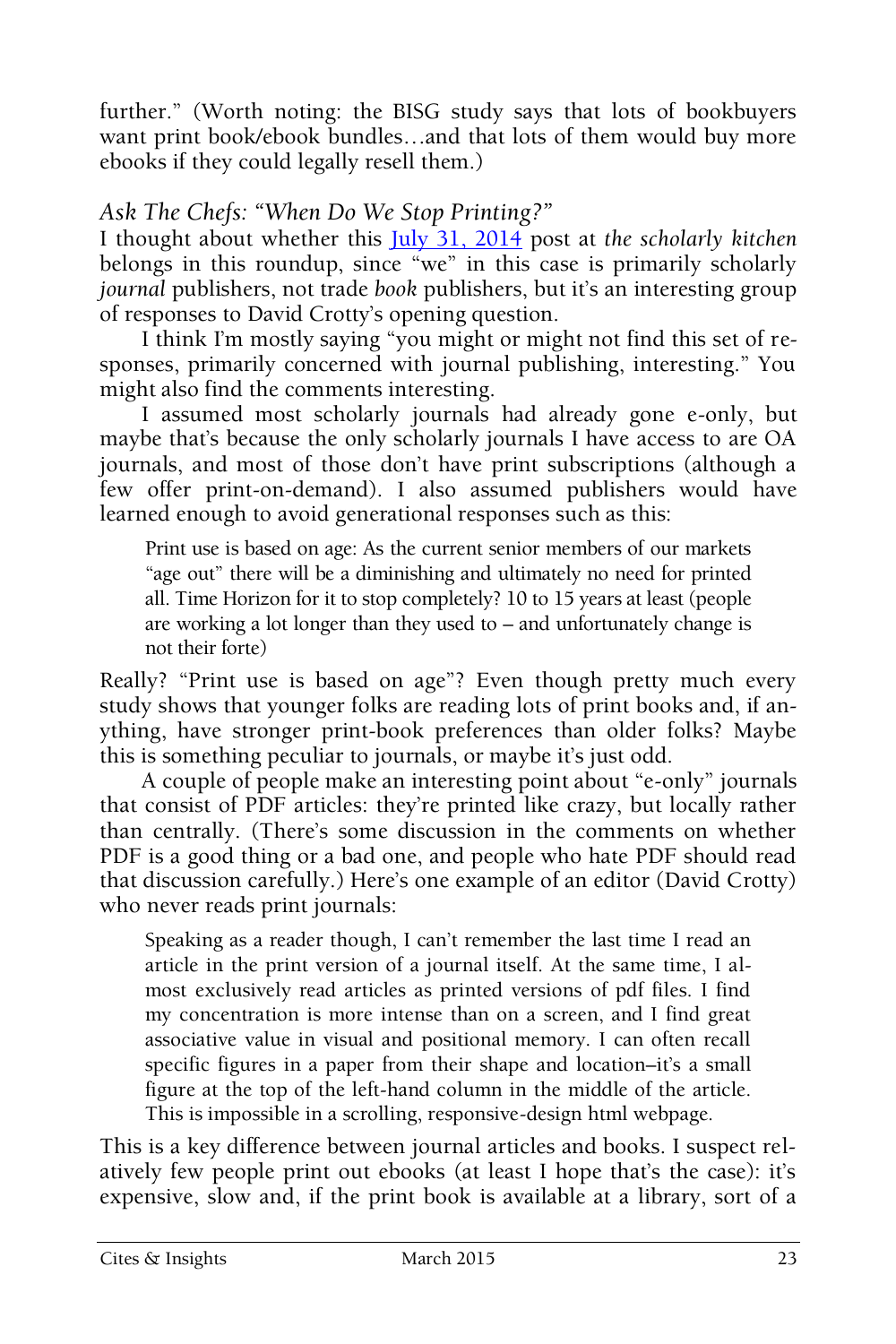further." (Worth noting: the BISG study says that lots of bookbuyers want print book/ebook bundles…and that lots of them would buy more ebooks if they could legally resell them.)

### *Ask The Chefs: "When Do We Stop Printing?"*

I thought about whether this [July 31, 2014](#) post at *the scholarly kitchen* belongs in this roundup, since "we" in this case is primarily scholarly *journal* publishers, not trade *book* publishers, but it's an interesting group of responses to David Crotty's opening question.

I think I'm mostly saying "you might or might not find this set of responses, primarily concerned with journal publishing, interesting." You might also find the comments interesting.

I assumed most scholarly journals had already gone e-only, but maybe that's because the only scholarly journals I have access to are OA journals, and most of those don't have print subscriptions (although a few offer print-on-demand). I also assumed publishers would have learned enough to avoid generational responses such as this:

> Print use is based on age: As the current senior members of our markets "age out" there will be a diminishing and ultimately no need for printed all. Time Horizon for it to stop completely? 10 to 15 years at least (people are working a lot longer than they used to – and unfortunately change is not their forte)

Really? "Print use is based on age"? Even though pretty much every study shows that younger folks are reading lots of print books and, if anything, have stronger print-book preferences than older folks? Maybe this is something peculiar to journals, or maybe it's just odd.

A couple of people make an interesting point about "e-only" journals that consist of PDF articles: they're printed like crazy, but locally rather than centrally. (There's some discussion in the comments on whether PDF is a good thing or a bad one, and people who hate PDF should read that discussion carefully.) Here's one example of an editor (David Crotty) who never reads print journals:

> Speaking as a reader though, I can't remember the last time I read an article in the print version of a journal itself. At the same time, I almost exclusively read articles as printed versions of pdf files. I find my concentration is more intense than on a screen, and I find great associative value in visual and positional memory. I can often recall specific figures in a paper from their shape and location–it's a small figure at the top of the left-hand column in the middle of the article. This is impossible in a scrolling, responsive-design html webpage.

This is a key difference between journal articles and books. I suspect relatively few people print out ebooks (at least I hope that's the case): it's expensive, slow and, if the print book is available at a library, sort of a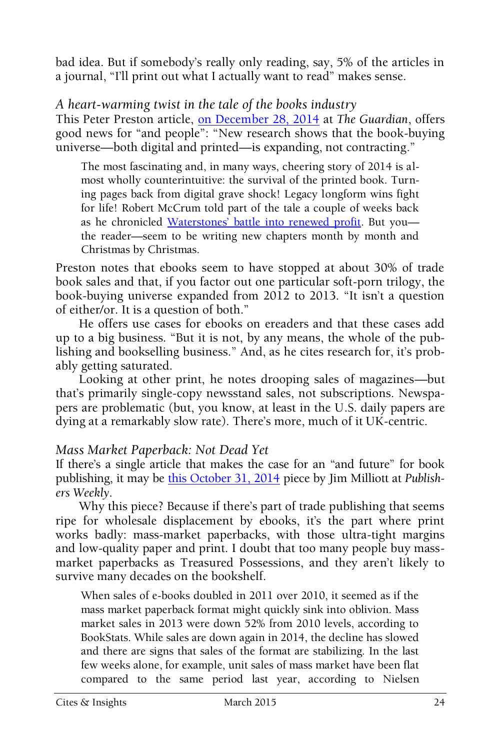bad idea. But if somebody's really only reading, say, 5% of the articles in a journal, "I'll print out what I actually want to read" makes sense.

### *A heart-warming twist in the tale of the books industry*

This Peter Preston article, on December 28, 2014 at *The Guardian*, offers good news for "and people": "New research shows that the book-buying universe—both digital and printed—is expanding, not contracting."

> The most fascinating and, in many ways, cheering story of 2014 is almost wholly counterintuitive: the survival of the printed book. Turning pages back from digital grave shock! Legacy longform wins fight for life! Robert McCrum told part of the tale a couple of weeks back as he chronicled Waterstones' battle into renewed profit. But you—the reader—seem to be writing new chapters month by month and Christmas by Christmas.

Preston notes that ebooks seem to have stopped at about 30% of trade book sales and that, if you factor out one particular soft-porn trilogy, the book-buying universe expanded from 2012 to 2013. "It isn't a question of either/or. It is a question of both."

He offers use cases for ebooks on ereaders and that these cases add up to a big business. "But it is not, by any means, the whole of the publishing and bookselling business." And, as he cites research for, it's probably getting saturated.

Looking at other print, he notes drooping sales of magazines—but that's primarily single-copy newsstand sales, not subscriptions. Newspapers are problematic (but, you know, at least in the U.S. daily papers are dying at a remarkably slow rate). There's more, much of it UK-centric.

### *Mass Market Paperback: Not Dead Yet*

If there's a single article that makes the case for an "and future" for book publishing, it may be this October 31, 2014 piece by Jim Milliott at *Publishers Weekly*.

Why this piece? Because if there's part of trade publishing that seems ripe for wholesale displacement by ebooks, it's the part where print works badly: mass-market paperbacks, with those ultra-tight margins and low-quality paper and print. I doubt that too many people buy mass-market paperbacks as Treasured Possessions, and they aren't likely to survive many decades on the bookshelf.

> When sales of e-books doubled in 2011 over 2010, it seemed as if the mass market paperback format might quickly sink into oblivion. Mass market sales in 2013 were down 52% from 2010 levels, according to BookStats. While sales are down again in 2014, the decline has slowed and there are signs that sales of the format are stabilizing. In the last few weeks alone, for example, unit sales of mass market have been flat compared to the same period last year, according to Nielsen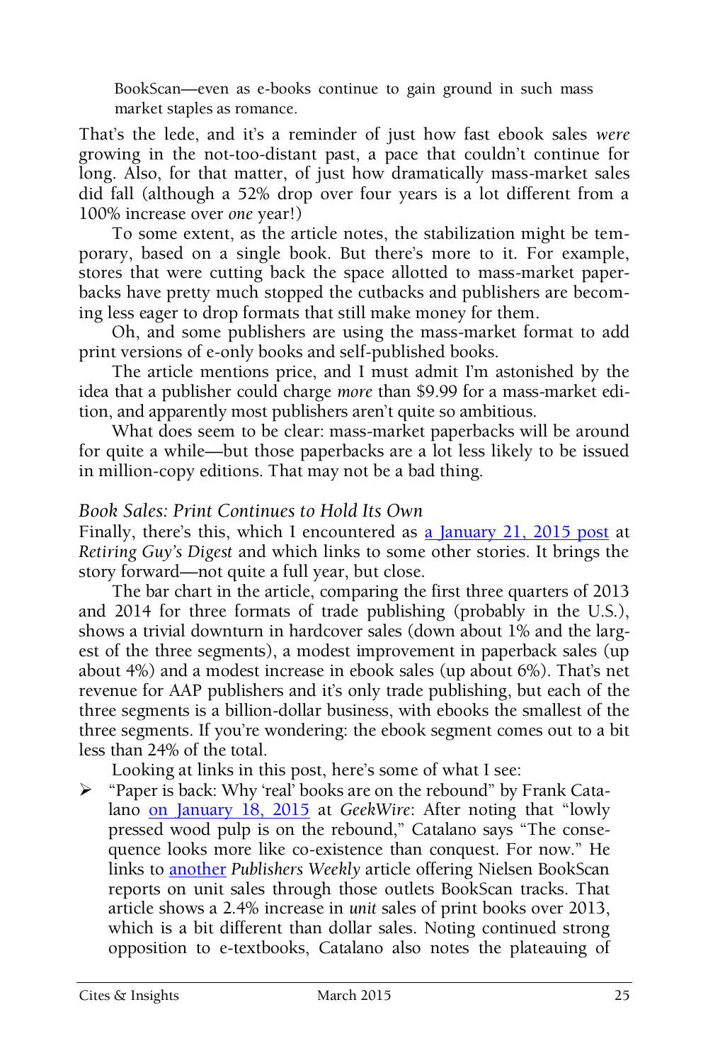> BookScan—even as e-books continue to gain ground in such mass market staples as romance.

That's the lede, and it's a reminder of just how fast ebook sales *were* growing in the not-too-distant past, a pace that couldn't continue for long. Also, for that matter, of just how dramatically mass-market sales did fall (although a 52% drop over four years is a lot different from a 100% increase over *one* year!)

To some extent, as the article notes, the stabilization might be temporary, based on a single book. But there's more to it. For example, stores that were cutting back the space allotted to mass-market paperbacks have pretty much stopped the cutbacks and publishers are becoming less eager to drop formats that still make money for them.

Oh, and some publishers are using the mass-market format to add print versions of e-only books and self-published books.

The article mentions price, and I must admit I'm astonished by the idea that a publisher could charge *more* than $9.99 for a mass-market edition, and apparently most publishers aren't quite so ambitious.

What does seem to be clear: mass-market paperbacks will be around for quite a while—but those paperbacks are a lot less likely to be issued in million-copy editions. That may not be a bad thing.

### *Book Sales: Print Continues to Hold Its Own*

Finally, there's this, which I encountered as a January 21, 2015 post at *Retiring Guy's Digest* and which links to some other stories. It brings the story forward—not quite a full year, but close.

The bar chart in the article, comparing the first three quarters of 2013 and 2014 for three formats of trade publishing (probably in the U.S.), shows a trivial downturn in hardcover sales (down about 1% and the largest of the three segments), a modest improvement in paperback sales (up about 4%) and a modest increase in ebook sales (up about 6%). That's net revenue for AAP publishers and it's only trade publishing, but each of the three segments is a billion-dollar business, with ebooks the smallest of the three segments. If you're wondering: the ebook segment comes out to a bit less than 24% of the total.

Looking at links in this post, here's some of what I see:

- "Paper is back: Why 'real' books are on the rebound" by Frank Catalano on January 18, 2015 at *GeekWire*: After noting that "lowly pressed wood pulp is on the rebound," Catalano says "The consequence looks more like co-existence than conquest. For now." He links to another *Publishers Weekly* article offering Nielsen BookScan reports on unit sales through those outlets BookScan tracks. That article shows a 2.4% increase in *unit* sales of print books over 2013, which is a bit different than dollar sales. Noting continued strong opposition to e-textbooks, Catalano also notes the plateauing of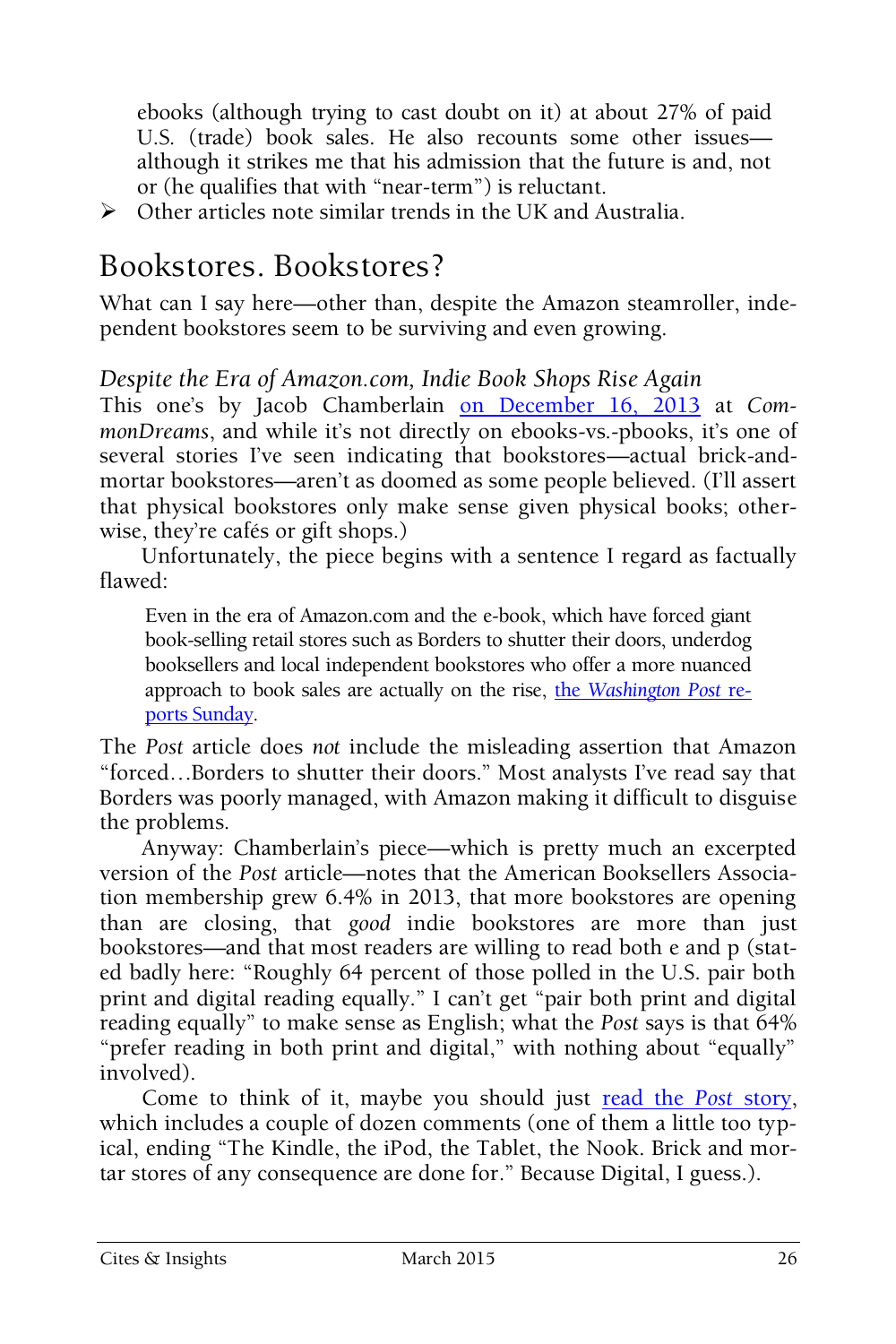ebooks (although trying to cast doubt on it) at about 27% of paid U.S. (trade) book sales. He also recounts some other issues—although it strikes me that his admission that the future is and, not or (he qualifies that with "near-term") is reluctant.

- Other articles note similar trends in the UK and Australia.

## Bookstores. Bookstores?

What can I say here—other than, despite the Amazon steamroller, independent bookstores seem to be surviving and even growing.

### *Despite the Era of Amazon.com, Indie Book Shops Rise Again*

This one's by Jacob Chamberlain on December 16, 2013 at *CommonDreams*, and while it's not directly on ebooks-vs.-pbooks, it's one of several stories I've seen indicating that bookstores—actual brick-and-mortar bookstores—aren't as doomed as some people believed. (I'll assert that physical bookstores only make sense given physical books; otherwise, they're cafés or gift shops.)

Unfortunately, the piece begins with a sentence I regard as factually flawed:

> Even in the era of Amazon.com and the e-book, which have forced giant book-selling retail stores such as Borders to shutter their doors, underdog booksellers and local independent bookstores who offer a more nuanced approach to book sales are actually on the rise, the *Washington Post* reports Sunday.

The *Post* article does *not* include the misleading assertion that Amazon "forced…Borders to shutter their doors." Most analysts I've read say that Borders was poorly managed, with Amazon making it difficult to disguise the problems.

Anyway: Chamberlain's piece—which is pretty much an excerpted version of the *Post* article—notes that the American Booksellers Association membership grew 6.4% in 2013, that more bookstores are opening than are closing, that *good* indie bookstores are more than just bookstores—and that most readers are willing to read both e and p (stated badly here: "Roughly 64 percent of those polled in the U.S. pair both print and digital reading equally." I can't get "pair both print and digital reading equally" to make sense as English; what the *Post* says is that 64% "prefer reading in both print and digital," with nothing about "equally" involved).

Come to think of it, maybe you should just read the *Post* story, which includes a couple of dozen comments (one of them a little too typical, ending "The Kindle, the iPod, the Tablet, the Nook. Brick and mortar stores of any consequence are done for." Because Digital, I guess.).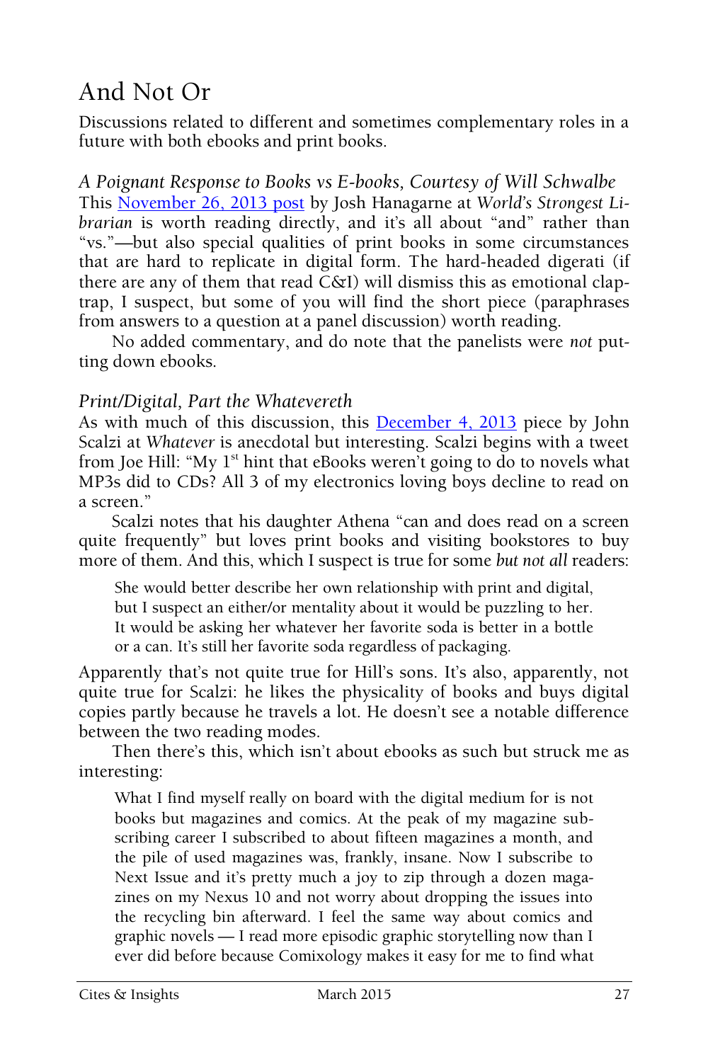# And Not Or

Discussions related to different and sometimes complementary roles in a future with both ebooks and print books.

### *A Poignant Response to Books vs E-books, Courtesy of Will Schwalbe*

This [November 26, 2013 post] by Josh Hanagarne at *World's Strongest Librarian* is worth reading directly, and it's all about "and" rather than "vs."—but also special qualities of print books in some circumstances that are hard to replicate in digital form. The hard-headed digerati (if there are any of them that read C&I) will dismiss this as emotional claptrap, I suspect, but some of you will find the short piece (paraphrases from answers to a question at a panel discussion) worth reading.

No added commentary, and do note that the panelists were *not* putting down ebooks.

### *Print/Digital, Part the Whatevereth*

As with much of this discussion, this [December 4, 2013] piece by John Scalzi at *Whatever* is anecdotal but interesting. Scalzi begins with a tweet from Joe Hill: "My 1st hint that eBooks weren't going to do to novels what MP3s did to CDs? All 3 of my electronics loving boys decline to read on a screen."

Scalzi notes that his daughter Athena "can and does read on a screen quite frequently" but loves print books and visiting bookstores to buy more of them. And this, which I suspect is true for some *but not all* readers:

> She would better describe her own relationship with print and digital, but I suspect an either/or mentality about it would be puzzling to her. It would be asking her whatever her favorite soda is better in a bottle or a can. It's still her favorite soda regardless of packaging.

Apparently that's not quite true for Hill's sons. It's also, apparently, not quite true for Scalzi: he likes the physicality of books and buys digital copies partly because he travels a lot. He doesn't see a notable difference between the two reading modes.

Then there's this, which isn't about ebooks as such but struck me as interesting:

> What I find myself really on board with the digital medium for is not books but magazines and comics. At the peak of my magazine subscribing career I subscribed to about fifteen magazines a month, and the pile of used magazines was, frankly, insane. Now I subscribe to Next Issue and it's pretty much a joy to zip through a dozen magazines on my Nexus 10 and not worry about dropping the issues into the recycling bin afterward. I feel the same way about comics and graphic novels — I read more episodic graphic storytelling now than I ever did before because Comixology makes it easy for me to find what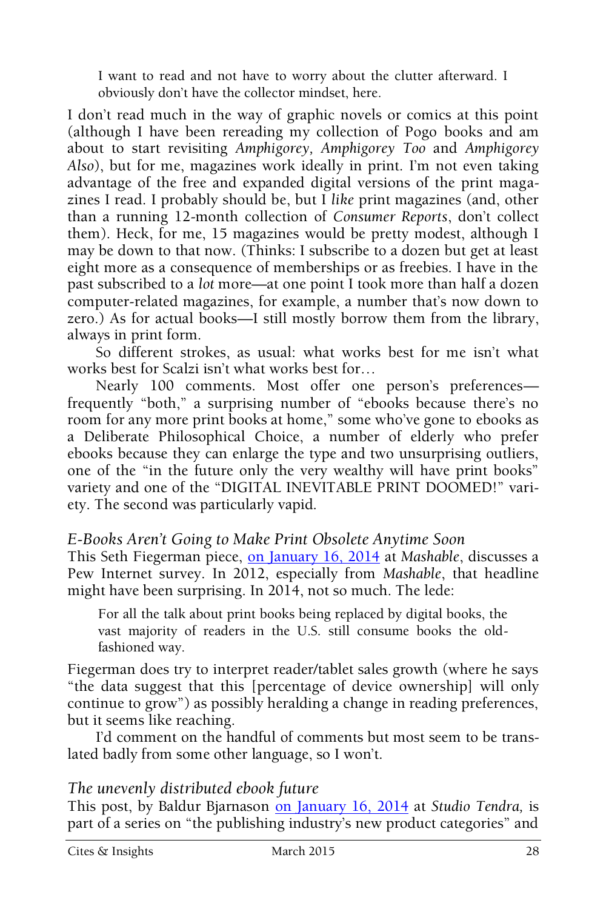> I want to read and not have to worry about the clutter afterward. I obviously don't have the collector mindset, here.

I don't read much in the way of graphic novels or comics at this point (although I have been rereading my collection of Pogo books and am about to start revisiting *Amphigorey, Amphigorey Too* and *Amphigorey Also*), but for me, magazines work ideally in print. I'm not even taking advantage of the free and expanded digital versions of the print magazines I read. I probably should be, but I *like* print magazines (and, other than a running 12-month collection of *Consumer Reports*, don't collect them). Heck, for me, 15 magazines would be pretty modest, although I may be down to that now. (Thinks: I subscribe to a dozen but get at least eight more as a consequence of memberships or as freebies. I have in the past subscribed to a *lot* more—at one point I took more than half a dozen computer-related magazines, for example, a number that's now down to zero.) As for actual books—I still mostly borrow them from the library, always in print form.

So different strokes, as usual: what works best for me isn't what works best for Scalzi isn't what works best for…

Nearly 100 comments. Most offer one person's preferences—frequently "both," a surprising number of "ebooks because there's no room for any more print books at home," some who've gone to ebooks as a Deliberate Philosophical Choice, a number of elderly who prefer ebooks because they can enlarge the type and two unsurprising outliers, one of the "in the future only the very wealthy will have print books" variety and one of the "DIGITAL INEVITABLE PRINT DOOMED!" variety. The second was particularly vapid.

### *E-Books Aren't Going to Make Print Obsolete Anytime Soon*

This Seth Fiegerman piece, on January 16, 2014 at *Mashable*, discusses a Pew Internet survey. In 2012, especially from *Mashable*, that headline might have been surprising. In 2014, not so much. The lede:

> For all the talk about print books being replaced by digital books, the vast majority of readers in the U.S. still consume books the old-fashioned way.

Fiegerman does try to interpret reader/tablet sales growth (where he says "the data suggest that this [percentage of device ownership] will only continue to grow") as possibly heralding a change in reading preferences, but it seems like reaching.

I'd comment on the handful of comments but most seem to be translated badly from some other language, so I won't.

### *The unevenly distributed ebook future*

This post, by Baldur Bjarnason on January 16, 2014 at *Studio Tendra*, is part of a series on "the publishing industry's new product categories" and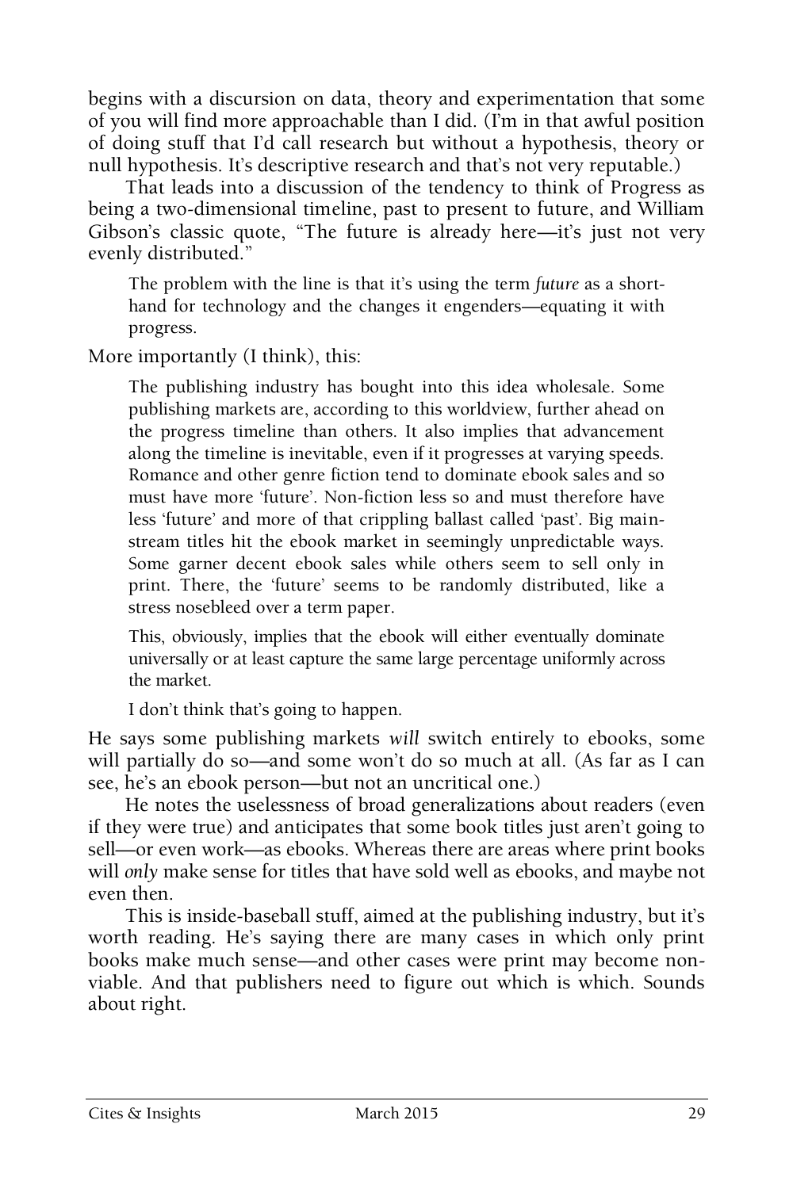begins with a discursion on data, theory and experimentation that some of you will find more approachable than I did. (I'm in that awful position of doing stuff that I'd call research but without a hypothesis, theory or null hypothesis. It's descriptive research and that's not very reputable.)

That leads into a discussion of the tendency to think of Progress as being a two-dimensional timeline, past to present to future, and William Gibson's classic quote, "The future is already here—it's just not very evenly distributed."

> The problem with the line is that it's using the term *future* as a shorthand for technology and the changes it engenders—equating it with progress.

More importantly (I think), this:

> The publishing industry has bought into this idea wholesale. Some publishing markets are, according to this worldview, further ahead on the progress timeline than others. It also implies that advancement along the timeline is inevitable, even if it progresses at varying speeds. Romance and other genre fiction tend to dominate ebook sales and so must have more 'future'. Non-fiction less so and must therefore have less 'future' and more of that crippling ballast called 'past'. Big mainstream titles hit the ebook market in seemingly unpredictable ways. Some garner decent ebook sales while others seem to sell only in print. There, the 'future' seems to be randomly distributed, like a stress nosebleed over a term paper.
>
> This, obviously, implies that the ebook will either eventually dominate universally or at least capture the same large percentage uniformly across the market.
>
> I don't think that's going to happen.

He says some publishing markets *will* switch entirely to ebooks, some will partially do so—and some won't do so much at all. (As far as I can see, he's an ebook person—but not an uncritical one.)

He notes the uselessness of broad generalizations about readers (even if they were true) and anticipates that some book titles just aren't going to sell—or even work—as ebooks. Whereas there are areas where print books will *only* make sense for titles that have sold well as ebooks, and maybe not even then.

This is inside-baseball stuff, aimed at the publishing industry, but it's worth reading. He's saying there are many cases in which only print books make much sense—and other cases were print may become non-viable. And that publishers need to figure out which is which. Sounds about right.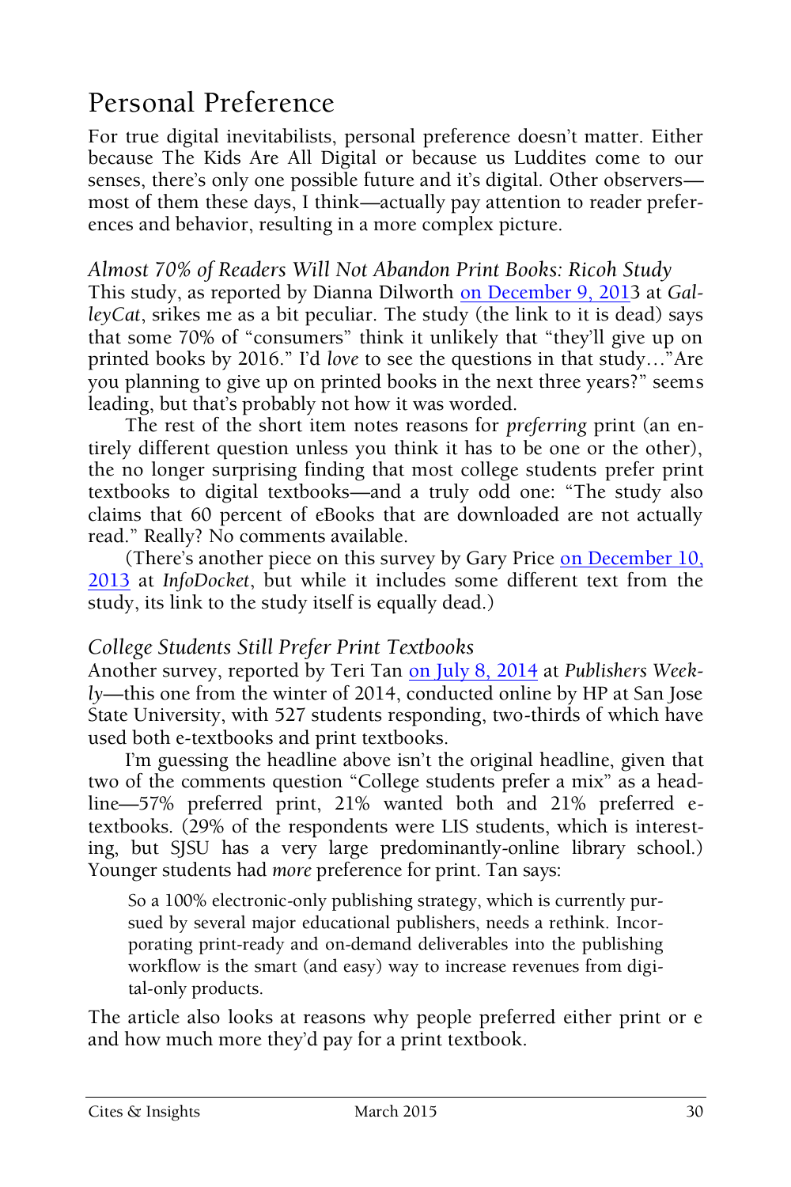## Personal Preference

For true digital inevitabilists, personal preference doesn't matter. Either because The Kids Are All Digital or because us Luddites come to our senses, there's only one possible future and it's digital. Other observers—most of them these days, I think—actually pay attention to reader preferences and behavior, resulting in a more complex picture.

### *Almost 70% of Readers Will Not Abandon Print Books: Ricoh Study*

This study, as reported by Dianna Dilworth on December 9, 2013 at *GalleyCat*, srikes me as a bit peculiar. The study (the link to it is dead) says that some 70% of "consumers" think it unlikely that "they'll give up on printed books by 2016." I'd *love* to see the questions in that study…"Are you planning to give up on printed books in the next three years?" seems leading, but that's probably not how it was worded.

The rest of the short item notes reasons for *preferring* print (an entirely different question unless you think it has to be one or the other), the no longer surprising finding that most college students prefer print textbooks to digital textbooks—and a truly odd one: "The study also claims that 60 percent of eBooks that are downloaded are not actually read." Really? No comments available.

(There's another piece on this survey by Gary Price on December 10, 2013 at *InfoDocket*, but while it includes some different text from the study, its link to the study itself is equally dead.)

### *College Students Still Prefer Print Textbooks*

Another survey, reported by Teri Tan on July 8, 2014 at *Publishers Weekly*—this one from the winter of 2014, conducted online by HP at San Jose State University, with 527 students responding, two-thirds of which have used both e-textbooks and print textbooks.

I'm guessing the headline above isn't the original headline, given that two of the comments question "College students prefer a mix" as a headline—57% preferred print, 21% wanted both and 21% preferred e-textbooks. (29% of the respondents were LIS students, which is interesting, but SJSU has a very large predominantly-online library school.) Younger students had *more* preference for print. Tan says:

> So a 100% electronic-only publishing strategy, which is currently pursued by several major educational publishers, needs a rethink. Incorporating print-ready and on-demand deliverables into the publishing workflow is the smart (and easy) way to increase revenues from digital-only products.

The article also looks at reasons why people preferred either print or e and how much more they'd pay for a print textbook.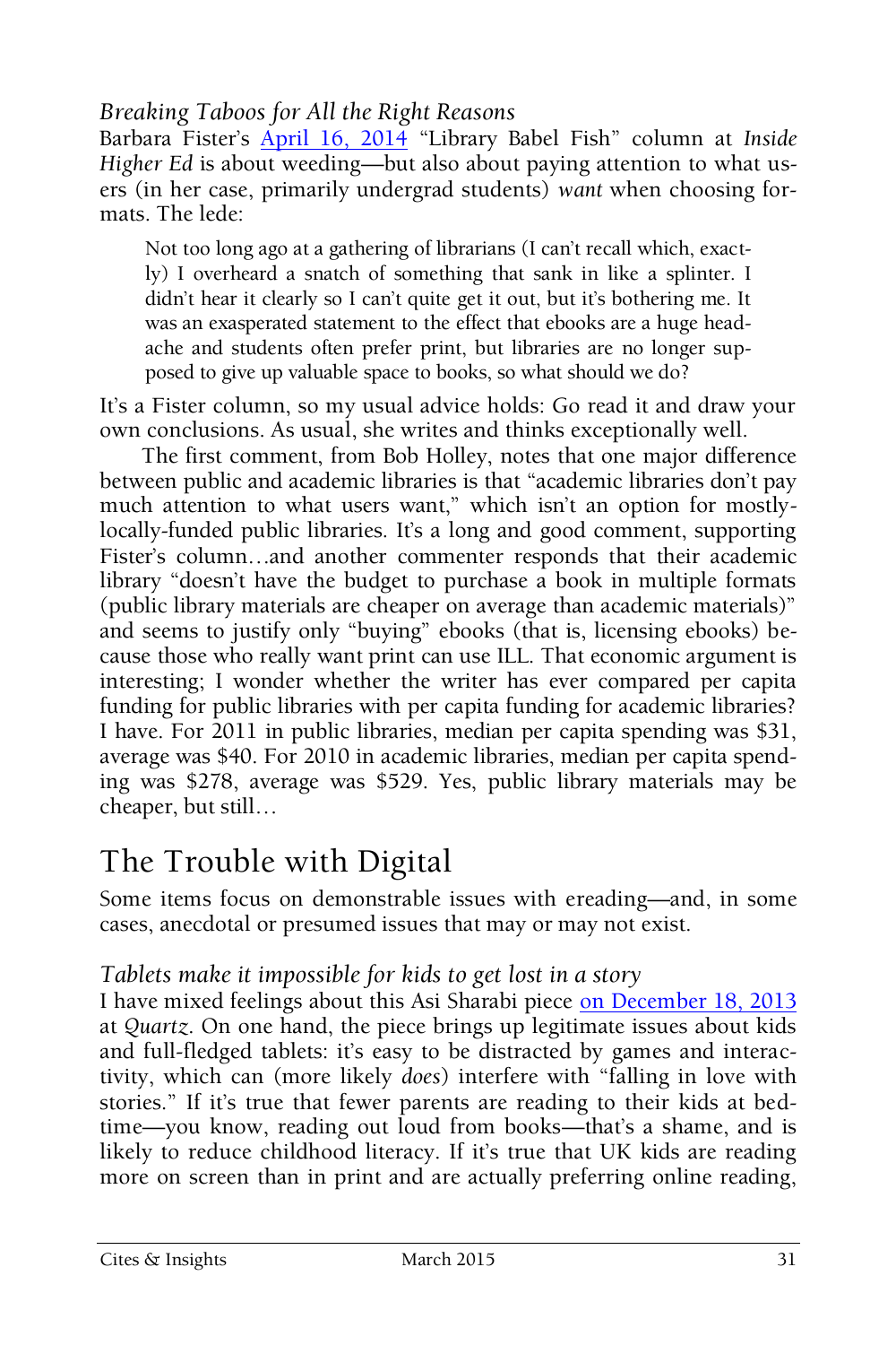*Breaking Taboos for All the Right Reasons*

Barbara Fister's April 16, 2014 "Library Babel Fish" column at *Inside Higher Ed* is about weeding—but also about paying attention to what users (in her case, primarily undergrad students) *want* when choosing formats. The lede:

> Not too long ago at a gathering of librarians (I can't recall which, exactly) I overheard a snatch of something that sank in like a splinter. I didn't hear it clearly so I can't quite get it out, but it's bothering me. It was an exasperated statement to the effect that ebooks are a huge headache and students often prefer print, but libraries are no longer supposed to give up valuable space to books, so what should we do?

It's a Fister column, so my usual advice holds: Go read it and draw your own conclusions. As usual, she writes and thinks exceptionally well.

The first comment, from Bob Holley, notes that one major difference between public and academic libraries is that "academic libraries don't pay much attention to what users want," which isn't an option for mostly-locally-funded public libraries. It's a long and good comment, supporting Fister's column…and another commenter responds that their academic library "doesn't have the budget to purchase a book in multiple formats (public library materials are cheaper on average than academic materials)" and seems to justify only "buying" ebooks (that is, licensing ebooks) because those who really want print can use ILL. That economic argument is interesting; I wonder whether the writer has ever compared per capita funding for public libraries with per capita funding for academic libraries? I have. For 2011 in public libraries, median per capita spending was $31, average was $40. For 2010 in academic libraries, median per capita spending was $278, average was $529. Yes, public library materials may be cheaper, but still…

## The Trouble with Digital

Some items focus on demonstrable issues with ereading—and, in some cases, anecdotal or presumed issues that may or may not exist.

*Tablets make it impossible for kids to get lost in a story*

I have mixed feelings about this Asi Sharabi piece on December 18, 2013 at *Quartz*. On one hand, the piece brings up legitimate issues about kids and full-fledged tablets: it's easy to be distracted by games and interactivity, which can (more likely *does*) interfere with "falling in love with stories." If it's true that fewer parents are reading to their kids at bedtime—you know, reading out loud from books—that's a shame, and is likely to reduce childhood literacy. If it's true that UK kids are reading more on screen than in print and are actually preferring online reading,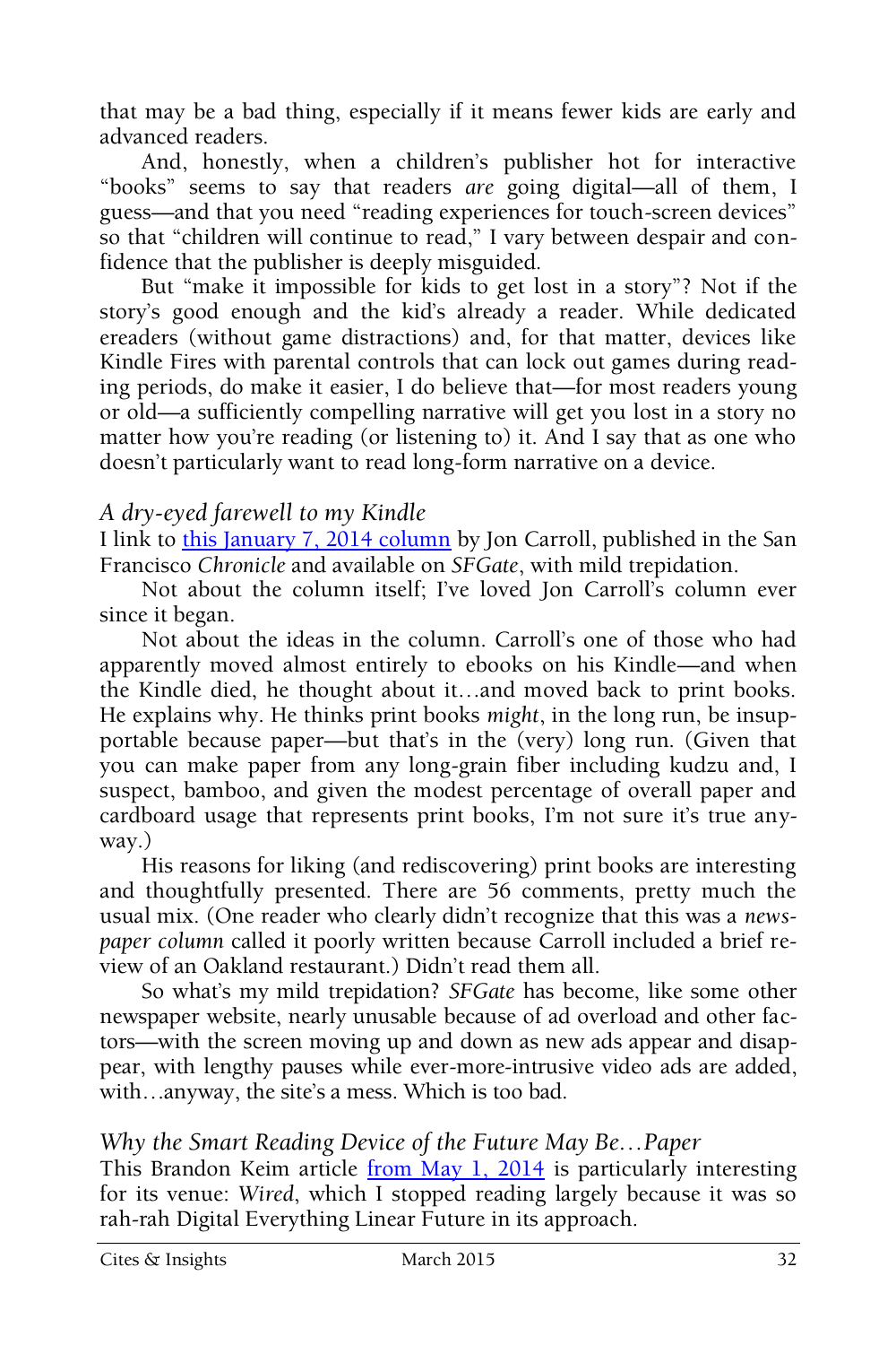that may be a bad thing, especially if it means fewer kids are early and advanced readers.

And, honestly, when a children's publisher hot for interactive "books" seems to say that readers *are* going digital—all of them, I guess—and that you need "reading experiences for touch-screen devices" so that "children will continue to read," I vary between despair and confidence that the publisher is deeply misguided.

But "make it impossible for kids to get lost in a story"? Not if the story's good enough and the kid's already a reader. While dedicated ereaders (without game distractions) and, for that matter, devices like Kindle Fires with parental controls that can lock out games during reading periods, do make it easier, I do believe that—for most readers young or old—a sufficiently compelling narrative will get you lost in a story no matter how you're reading (or listening to) it. And I say that as one who doesn't particularly want to read long-form narrative on a device.

### *A dry-eyed farewell to my Kindle*

I link to [this January 7, 2014 column]() by Jon Carroll, published in the San Francisco *Chronicle* and available on *SFGate*, with mild trepidation.

Not about the column itself; I've loved Jon Carroll's column ever since it began.

Not about the ideas in the column. Carroll's one of those who had apparently moved almost entirely to ebooks on his Kindle—and when the Kindle died, he thought about it…and moved back to print books. He explains why. He thinks print books *might*, in the long run, be insupportable because paper—but that's in the (very) long run. (Given that you can make paper from any long-grain fiber including kudzu and, I suspect, bamboo, and given the modest percentage of overall paper and cardboard usage that represents print books, I'm not sure it's true anyway.)

His reasons for liking (and rediscovering) print books are interesting and thoughtfully presented. There are 56 comments, pretty much the usual mix. (One reader who clearly didn't recognize that this was a *newspaper column* called it poorly written because Carroll included a brief review of an Oakland restaurant.) Didn't read them all.

So what's my mild trepidation? *SFGate* has become, like some other newspaper website, nearly unusable because of ad overload and other factors—with the screen moving up and down as new ads appear and disappear, with lengthy pauses while ever-more-intrusive video ads are added, with…anyway, the site's a mess. Which is too bad.

### *Why the Smart Reading Device of the Future May Be…Paper*

This Brandon Keim article [from May 1, 2014]() is particularly interesting for its venue: *Wired*, which I stopped reading largely because it was so rah-rah Digital Everything Linear Future in its approach.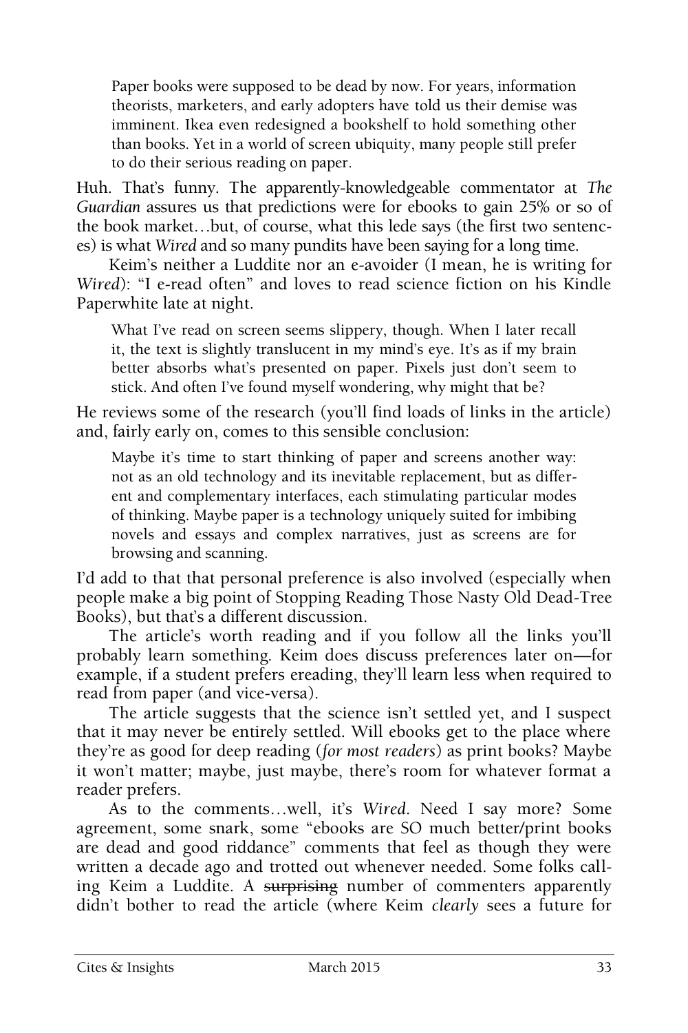> Paper books were supposed to be dead by now. For years, information theorists, marketers, and early adopters have told us their demise was imminent. Ikea even redesigned a bookshelf to hold something other than books. Yet in a world of screen ubiquity, many people still prefer to do their serious reading on paper.

Huh. That's funny. The apparently-knowledgeable commentator at *The Guardian* assures us that predictions were for ebooks to gain 25% or so of the book market…but, of course, what this lede says (the first two sentences) is what *Wired* and so many pundits have been saying for a long time.

Keim's neither a Luddite nor an e-avoider (I mean, he is writing for *Wired*): "I e-read often" and loves to read science fiction on his Kindle Paperwhite late at night.

> What I've read on screen seems slippery, though. When I later recall it, the text is slightly translucent in my mind's eye. It's as if my brain better absorbs what's presented on paper. Pixels just don't seem to stick. And often I've found myself wondering, why might that be?

He reviews some of the research (you'll find loads of links in the article) and, fairly early on, comes to this sensible conclusion:

> Maybe it's time to start thinking of paper and screens another way: not as an old technology and its inevitable replacement, but as different and complementary interfaces, each stimulating particular modes of thinking. Maybe paper is a technology uniquely suited for imbibing novels and essays and complex narratives, just as screens are for browsing and scanning.

I'd add to that that personal preference is also involved (especially when people make a big point of Stopping Reading Those Nasty Old Dead-Tree Books), but that's a different discussion.

The article's worth reading and if you follow all the links you'll probably learn something. Keim does discuss preferences later on—for example, if a student prefers ereading, they'll learn less when required to read from paper (and vice-versa).

The article suggests that the science isn't settled yet, and I suspect that it may never be entirely settled. Will ebooks get to the place where they're as good for deep reading (*for most readers*) as print books? Maybe it won't matter; maybe, just maybe, there's room for whatever format a reader prefers.

As to the comments…well, it's *Wired*. Need I say more? Some agreement, some snark, some "ebooks are SO much better/print books are dead and good riddance" comments that feel as though they were written a decade ago and trotted out whenever needed. Some folks calling Keim a Luddite. A ~~surprising~~ number of commenters apparently didn't bother to read the article (where Keim *clearly* sees a future for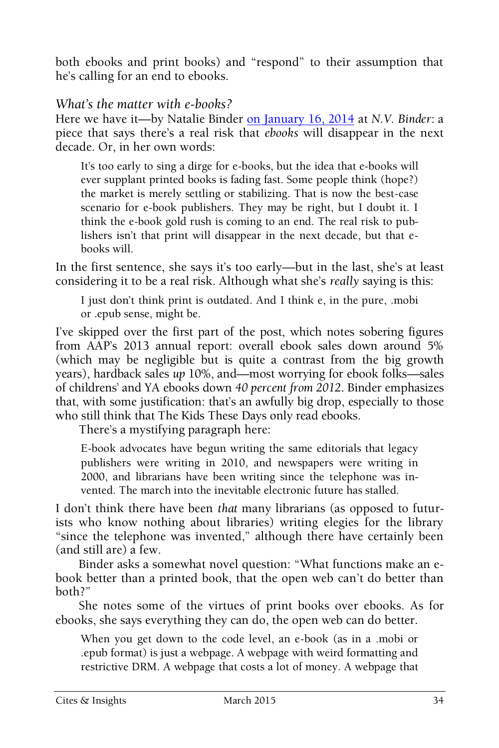both ebooks and print books) and "respond" to their assumption that he's calling for an end to ebooks.

*What's the matter with e-books?*

Here we have it—by Natalie Binder [on January 16, 2014] at *N.V. Binder*: a piece that says there's a real risk that *ebooks* will disappear in the next decade. Or, in her own words:

> It's too early to sing a dirge for e-books, but the idea that e-books will ever supplant printed books is fading fast. Some people think (hope?) the market is merely settling or stabilizing. That is now the best-case scenario for e-book publishers. They may be right, but I doubt it. I think the e-book gold rush is coming to an end. The real risk to publishers isn't that print will disappear in the next decade, but that e-books will.

In the first sentence, she says it's too early—but in the last, she's at least considering it to be a real risk. Although what she's *really* saying is this:

> I just don't think print is outdated. And I think e, in the pure, .mobi or .epub sense, might be.

I've skipped over the first part of the post, which notes sobering figures from AAP's 2013 annual report: overall ebook sales down around 5% (which may be negligible but is quite a contrast from the big growth years), hardback sales *up* 10%, and—most worrying for ebook folks—sales of childrens' and YA ebooks down *40 percent from 2012*. Binder emphasizes that, with some justification: that's an awfully big drop, especially to those who still think that The Kids These Days only read ebooks.

There's a mystifying paragraph here:

> E-book advocates have begun writing the same editorials that legacy publishers were writing in 2010, and newspapers were writing in 2000, and librarians have been writing since the telephone was invented. The march into the inevitable electronic future has stalled.

I don't think there have been *that* many librarians (as opposed to futurists who know nothing about libraries) writing elegies for the library "since the telephone was invented," although there have certainly been (and still are) a few.

Binder asks a somewhat novel question: "What functions make an e-book better than a printed book, that the open web can't do better than both?"

She notes some of the virtues of print books over ebooks. As for ebooks, she says everything they can do, the open web can do better.

> When you get down to the code level, an e-book (as in a .mobi or .epub format) is just a webpage. A webpage with weird formatting and restrictive DRM. A webpage that costs a lot of money. A webpage that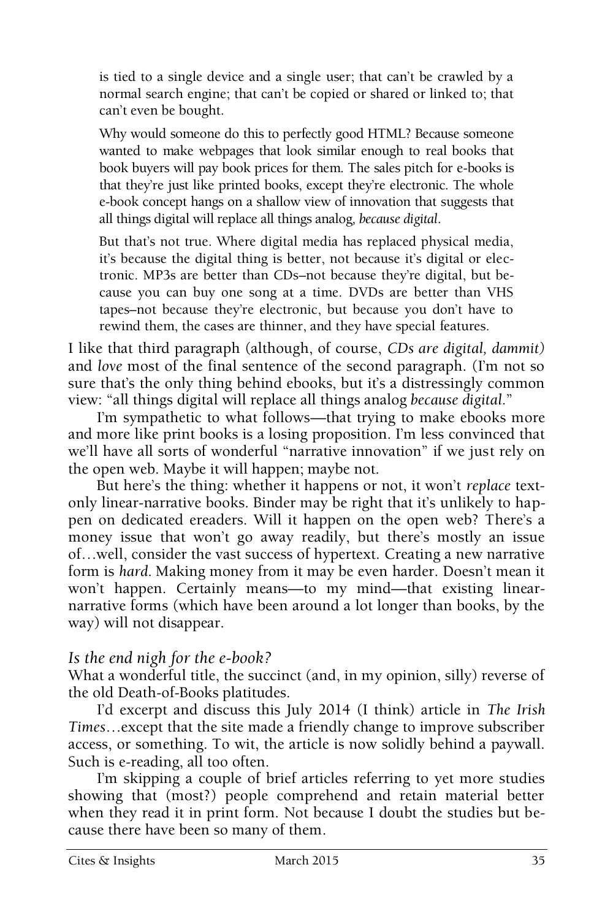> is tied to a single device and a single user; that can't be crawled by a normal search engine; that can't be copied or shared or linked to; that can't even be bought.
>
> Why would someone do this to perfectly good HTML? Because someone wanted to make webpages that look similar enough to real books that book buyers will pay book prices for them. The sales pitch for e-books is that they're just like printed books, except they're electronic. The whole e-book concept hangs on a shallow view of innovation that suggests that all things digital will replace all things analog, *because digital*.
>
> But that's not true. Where digital media has replaced physical media, it's because the digital thing is better, not because it's digital or electronic. MP3s are better than CDs–not because they're digital, but because you can buy one song at a time. DVDs are better than VHS tapes–not because they're electronic, but because you don't have to rewind them, the cases are thinner, and they have special features.

I like that third paragraph (although, of course, *CDs are digital, dammit)* and *love* most of the final sentence of the second paragraph. (I'm not so sure that's the only thing behind ebooks, but it's a distressingly common view: "all things digital will replace all things analog *because digital*."

I'm sympathetic to what follows—that trying to make ebooks more and more like print books is a losing proposition. I'm less convinced that we'll have all sorts of wonderful "narrative innovation" if we just rely on the open web. Maybe it will happen; maybe not.

But here's the thing: whether it happens or not, it won't *replace* text-only linear-narrative books. Binder may be right that it's unlikely to happen on dedicated ereaders. Will it happen on the open web? There's a money issue that won't go away readily, but there's mostly an issue of…well, consider the vast success of hypertext. Creating a new narrative form is *hard*. Making money from it may be even harder. Doesn't mean it won't happen. Certainly means—to my mind—that existing linear-narrative forms (which have been around a lot longer than books, by the way) will not disappear.

### *Is the end nigh for the e-book?*

What a wonderful title, the succinct (and, in my opinion, silly) reverse of the old Death-of-Books platitudes.

I'd excerpt and discuss this July 2014 (I think) article in *The Irish Times*…except that the site made a friendly change to improve subscriber access, or something. To wit, the article is now solidly behind a paywall. Such is e-reading, all too often.

I'm skipping a couple of brief articles referring to yet more studies showing that (most?) people comprehend and retain material better when they read it in print form. Not because I doubt the studies but because there have been so many of them.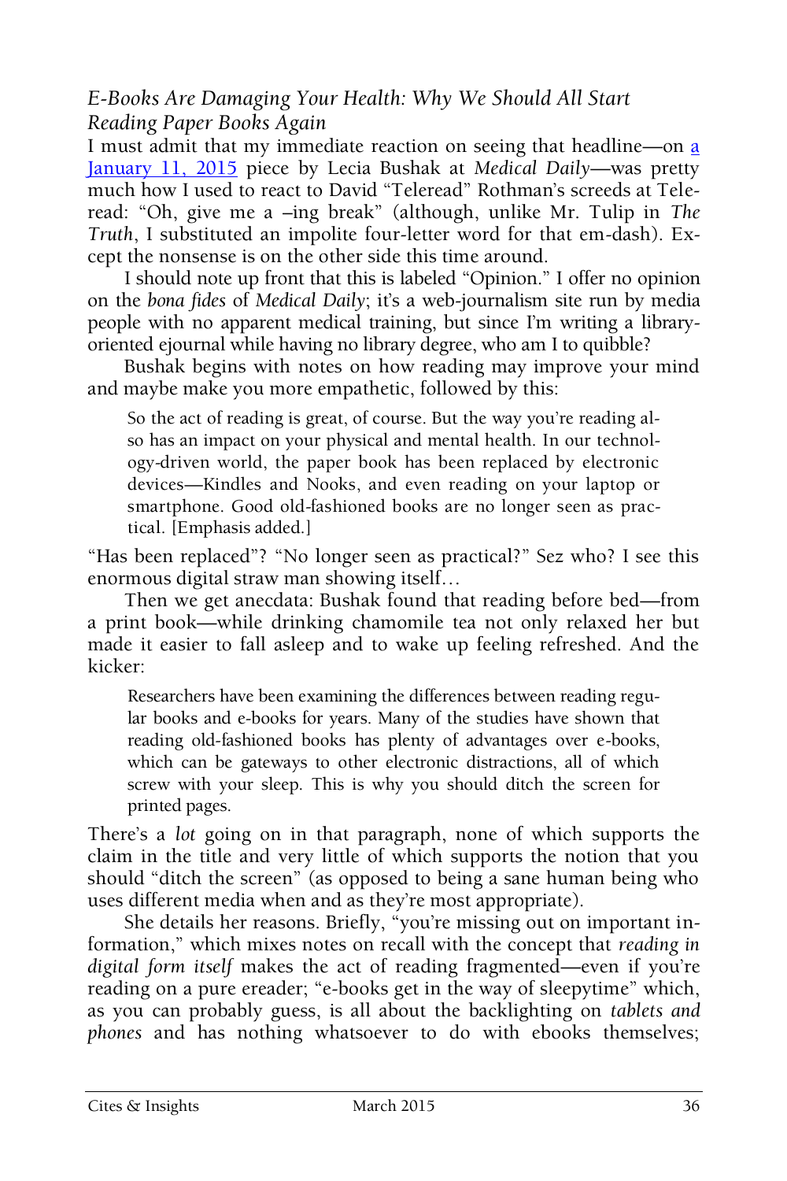*E-Books Are Damaging Your Health: Why We Should All Start Reading Paper Books Again*

I must admit that my immediate reaction on seeing that headline—on a January 11, 2015 piece by Lecia Bushak at *Medical Daily*—was pretty much how I used to react to David "Teleread" Rothman's screeds at Teleread: "Oh, give me a –ing break" (although, unlike Mr. Tulip in *The Truth*, I substituted an impolite four-letter word for that em-dash). Except the nonsense is on the other side this time around.

I should note up front that this is labeled "Opinion." I offer no opinion on the *bona fides* of *Medical Daily*; it's a web-journalism site run by media people with no apparent medical training, but since I'm writing a library-oriented ejournal while having no library degree, who am I to quibble?

Bushak begins with notes on how reading may improve your mind and maybe make you more empathetic, followed by this:

> So the act of reading is great, of course. But the way you're reading also has an impact on your physical and mental health. In our technology-driven world, the paper book has been replaced by electronic devices—Kindles and Nooks, and even reading on your laptop or smartphone. Good old-fashioned books are no longer seen as practical. [Emphasis added.]

"Has been replaced"? "No longer seen as practical?" Sez who? I see this enormous digital straw man showing itself…

Then we get anecdata: Bushak found that reading before bed—from a print book—while drinking chamomile tea not only relaxed her but made it easier to fall asleep and to wake up feeling refreshed. And the kicker:

> Researchers have been examining the differences between reading regular books and e-books for years. Many of the studies have shown that reading old-fashioned books has plenty of advantages over e-books, which can be gateways to other electronic distractions, all of which screw with your sleep. This is why you should ditch the screen for printed pages.

There's a *lot* going on in that paragraph, none of which supports the claim in the title and very little of which supports the notion that you should "ditch the screen" (as opposed to being a sane human being who uses different media when and as they're most appropriate).

She details her reasons. Briefly, "you're missing out on important information," which mixes notes on recall with the concept that *reading in digital form itself* makes the act of reading fragmented—even if you're reading on a pure ereader; "e-books get in the way of sleepytime" which, as you can probably guess, is all about the backlighting on *tablets and phones* and has nothing whatsoever to do with ebooks themselves;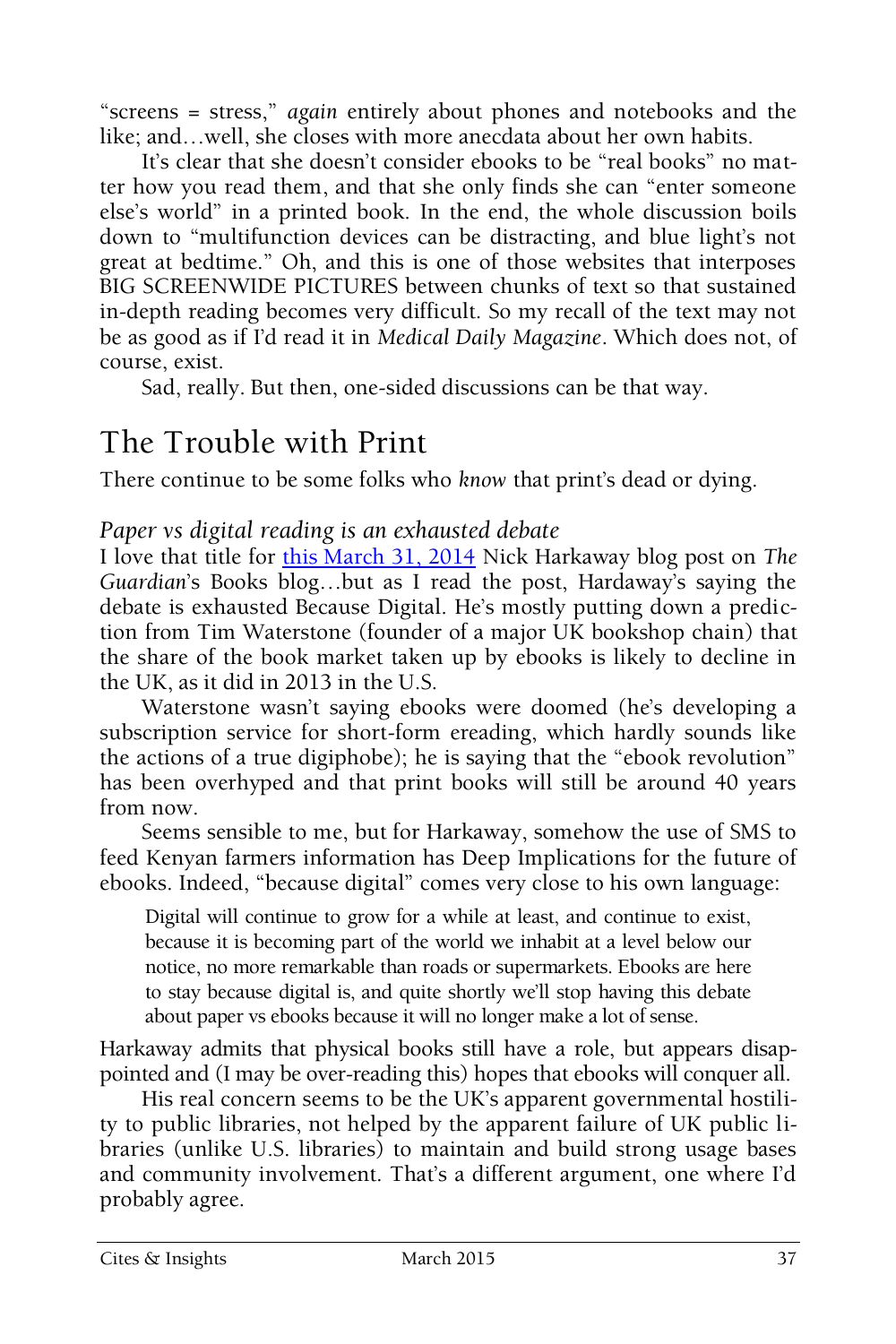"screens = stress," *again* entirely about phones and notebooks and the like; and…well, she closes with more anecdata about her own habits.

It's clear that she doesn't consider ebooks to be "real books" no matter how you read them, and that she only finds she can "enter someone else's world" in a printed book. In the end, the whole discussion boils down to "multifunction devices can be distracting, and blue light's not great at bedtime." Oh, and this is one of those websites that interposes BIG SCREENWIDE PICTURES between chunks of text so that sustained in-depth reading becomes very difficult. So my recall of the text may not be as good as if I'd read it in *Medical Daily Magazine*. Which does not, of course, exist.

Sad, really. But then, one-sided discussions can be that way.

## The Trouble with Print

There continue to be some folks who *know* that print's dead or dying.

### *Paper vs digital reading is an exhausted debate*

I love that title for this March 31, 2014 Nick Harkaway blog post on *The Guardian*'s Books blog…but as I read the post, Harkaway's saying the debate is exhausted Because Digital. He's mostly putting down a prediction from Tim Waterstone (founder of a major UK bookshop chain) that the share of the book market taken up by ebooks is likely to decline in the UK, as it did in 2013 in the U.S.

Waterstone wasn't saying ebooks were doomed (he's developing a subscription service for short-form ereading, which hardly sounds like the actions of a true digiphobe); he is saying that the "ebook revolution" has been overhyped and that print books will still be around 40 years from now.

Seems sensible to me, but for Harkaway, somehow the use of SMS to feed Kenyan farmers information has Deep Implications for the future of ebooks. Indeed, "because digital" comes very close to his own language:

> Digital will continue to grow for a while at least, and continue to exist, because it is becoming part of the world we inhabit at a level below our notice, no more remarkable than roads or supermarkets. Ebooks are here to stay because digital is, and quite shortly we'll stop having this debate about paper vs ebooks because it will no longer make a lot of sense.

Harkaway admits that physical books still have a role, but appears disappointed and (I may be over-reading this) hopes that ebooks will conquer all.

His real concern seems to be the UK's apparent governmental hostility to public libraries, not helped by the apparent failure of UK public libraries (unlike U.S. libraries) to maintain and build strong usage bases and community involvement. That's a different argument, one where I'd probably agree.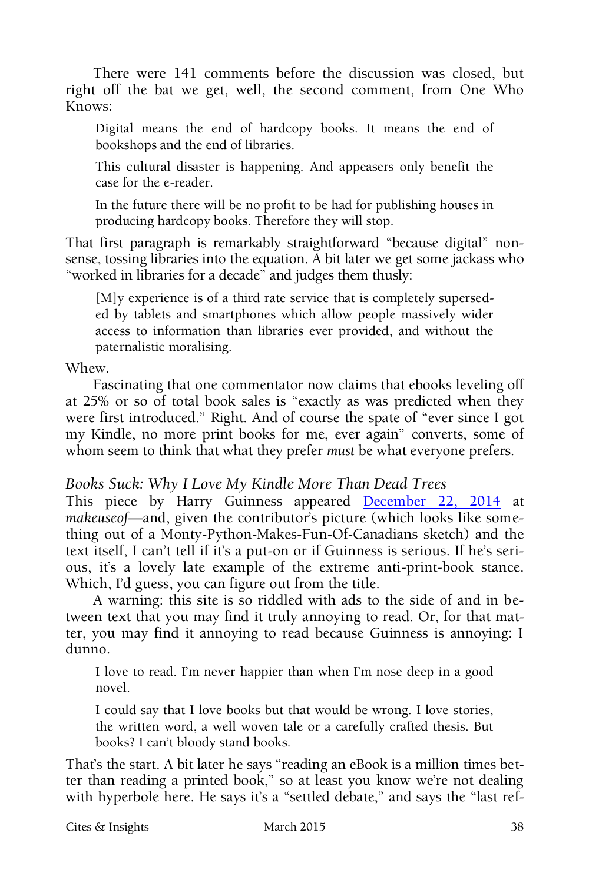There were 141 comments before the discussion was closed, but right off the bat we get, well, the second comment, from One Who Knows:

> Digital means the end of hardcopy books. It means the end of bookshops and the end of libraries.
>
> This cultural disaster is happening. And appeasers only benefit the case for the e-reader.
>
> In the future there will be no profit to be had for publishing houses in producing hardcopy books. Therefore they will stop.

That first paragraph is remarkably straightforward "because digital" nonsense, tossing libraries into the equation. A bit later we get some jackass who "worked in libraries for a decade" and judges them thusly:

> [M]y experience is of a third rate service that is completely superseded by tablets and smartphones which allow people massively wider access to information than libraries ever provided, and without the paternalistic moralising.

Whew.

Fascinating that one commentator now claims that ebooks leveling off at 25% or so of total book sales is "exactly as was predicted when they were first introduced." Right. And of course the spate of "ever since I got my Kindle, no more print books for me, ever again" converts, some of whom seem to think that what they prefer *must* be what everyone prefers.

### *Books Suck: Why I Love My Kindle More Than Dead Trees*

This piece by Harry Guinness appeared December 22, 2014 at *makeuseof*—and, given the contributor's picture (which looks like something out of a Monty-Python-Makes-Fun-Of-Canadians sketch) and the text itself, I can't tell if it's a put-on or if Guinness is serious. If he's serious, it's a lovely late example of the extreme anti-print-book stance. Which, I'd guess, you can figure out from the title.

A warning: this site is so riddled with ads to the side of and in between text that you may find it truly annoying to read. Or, for that matter, you may find it annoying to read because Guinness is annoying: I dunno.

> I love to read. I'm never happier than when I'm nose deep in a good novel.
>
> I could say that I love books but that would be wrong. I love stories, the written word, a well woven tale or a carefully crafted thesis. But books? I can't bloody stand books.

That's the start. A bit later he says "reading an eBook is a million times better than reading a printed book," so at least you know we're not dealing with hyperbole here. He says it's a "settled debate," and says the "last ref-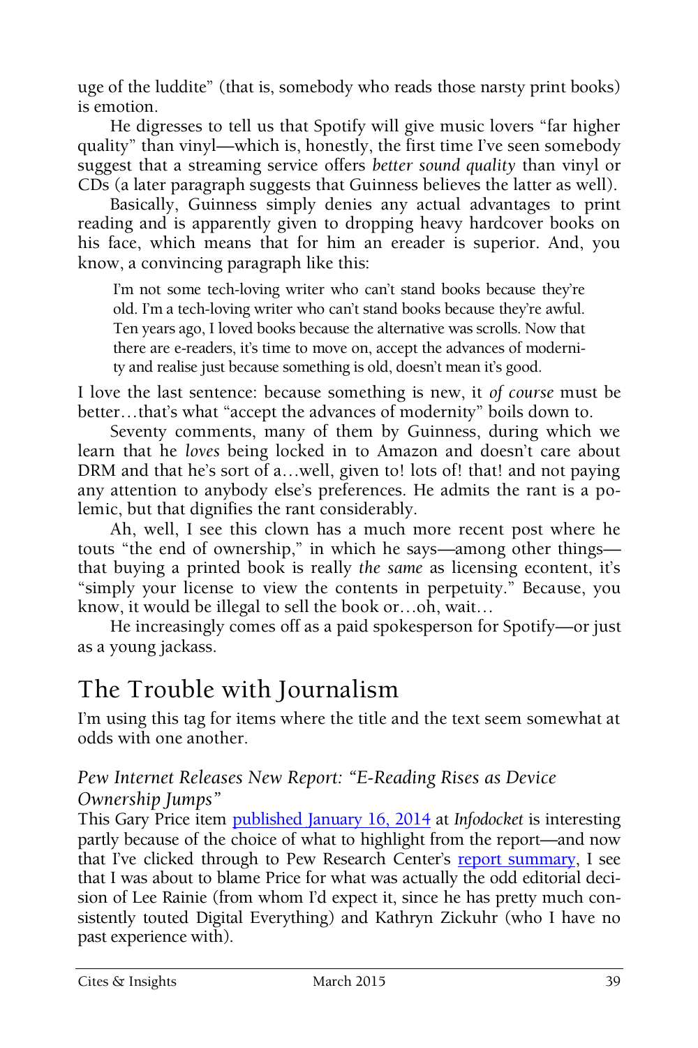uge of the luddite" (that is, somebody who reads those narsty print books) is emotion.

He digresses to tell us that Spotify will give music lovers "far higher quality" than vinyl—which is, honestly, the first time I've seen somebody suggest that a streaming service offers *better sound quality* than vinyl or CDs (a later paragraph suggests that Guinness believes the latter as well).

Basically, Guinness simply denies any actual advantages to print reading and is apparently given to dropping heavy hardcover books on his face, which means that for him an ereader is superior. And, you know, a convincing paragraph like this:

> I'm not some tech-loving writer who can't stand books because they're old. I'm a tech-loving writer who can't stand books because they're awful. Ten years ago, I loved books because the alternative was scrolls. Now that there are e-readers, it's time to move on, accept the advances of modernity and realise just because something is old, doesn't mean it's good.

I love the last sentence: because something is new, it *of course* must be better…that's what "accept the advances of modernity" boils down to.

Seventy comments, many of them by Guinness, during which we learn that he *loves* being locked in to Amazon and doesn't care about DRM and that he's sort of a…well, given to! lots of! that! and not paying any attention to anybody else's preferences. He admits the rant is a polemic, but that dignifies the rant considerably.

Ah, well, I see this clown has a much more recent post where he touts "the end of ownership," in which he says—among other things—that buying a printed book is really *the same* as licensing econtent, it's "simply your license to view the contents in perpetuity." Because, you know, it would be illegal to sell the book or…oh, wait…

He increasingly comes off as a paid spokesperson for Spotify—or just as a young jackass.

## The Trouble with Journalism

I'm using this tag for items where the title and the text seem somewhat at odds with one another.

### *Pew Internet Releases New Report: "E-Reading Rises as Device Ownership Jumps"*

This Gary Price item published January 16, 2014 at *Infodocket* is interesting partly because of the choice of what to highlight from the report—and now that I've clicked through to Pew Research Center's report summary, I see that I was about to blame Price for what was actually the odd editorial decision of Lee Rainie (from whom I'd expect it, since he has pretty much consistently touted Digital Everything) and Kathryn Zickuhr (who I have no past experience with).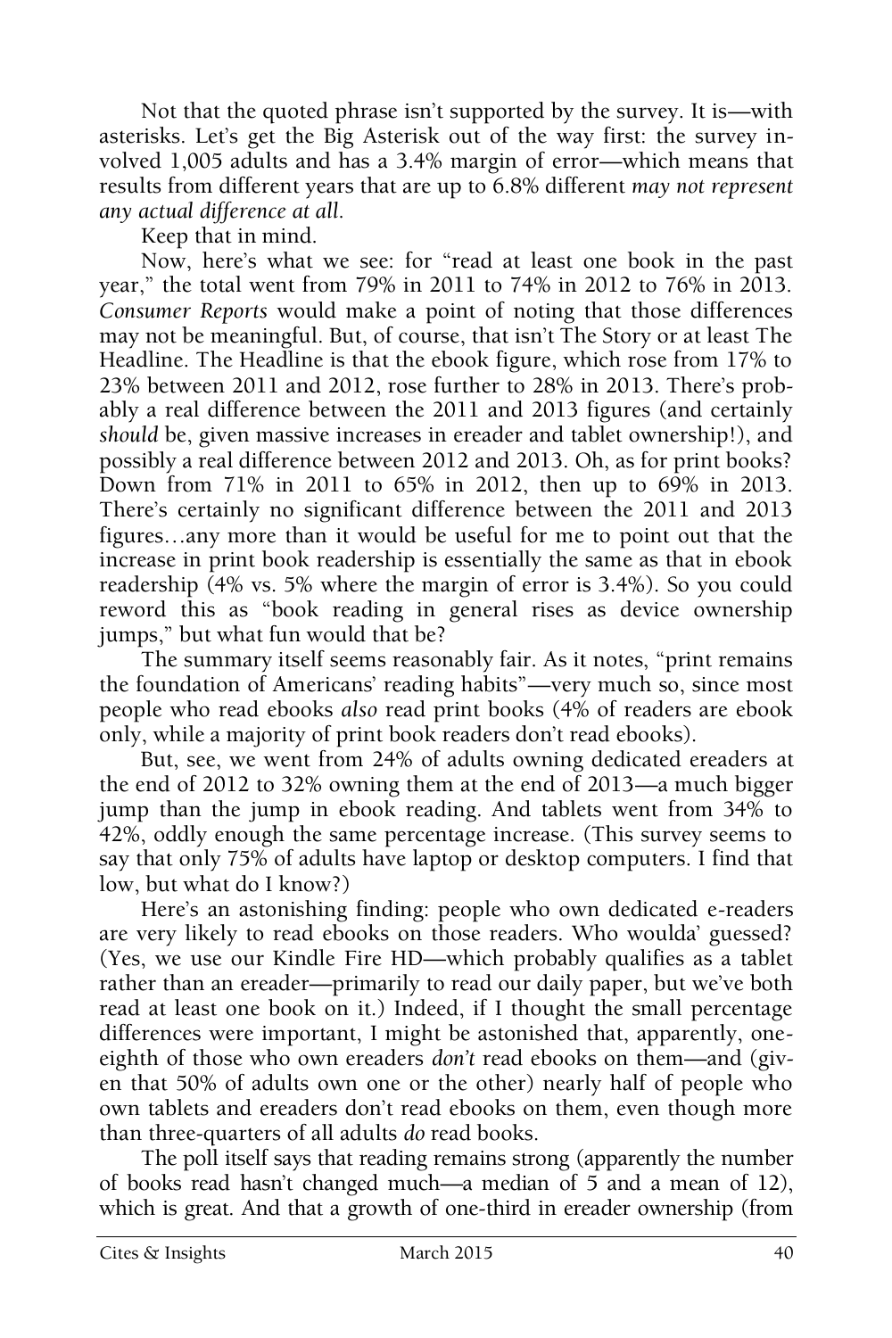Not that the quoted phrase isn't supported by the survey. It is—with asterisks. Let's get the Big Asterisk out of the way first: the survey involved 1,005 adults and has a 3.4% margin of error—which means that results from different years that are up to 6.8% different *may not represent any actual difference at all.*

Keep that in mind.

Now, here's what we see: for "read at least one book in the past year," the total went from 79% in 2011 to 74% in 2012 to 76% in 2013. *Consumer Reports* would make a point of noting that those differences may not be meaningful. But, of course, that isn't The Story or at least The Headline. The Headline is that the ebook figure, which rose from 17% to 23% between 2011 and 2012, rose further to 28% in 2013. There's probably a real difference between the 2011 and 2013 figures (and certainly *should* be, given massive increases in ereader and tablet ownership!), and possibly a real difference between 2012 and 2013. Oh, as for print books? Down from 71% in 2011 to 65% in 2012, then up to 69% in 2013. There's certainly no significant difference between the 2011 and 2013 figures…any more than it would be useful for me to point out that the increase in print book readership is essentially the same as that in ebook readership (4% vs. 5% where the margin of error is 3.4%). So you could reword this as "book reading in general rises as device ownership jumps," but what fun would that be?

The summary itself seems reasonably fair. As it notes, "print remains the foundation of Americans' reading habits"—very much so, since most people who read ebooks *also* read print books (4% of readers are ebook only, while a majority of print book readers don't read ebooks).

But, see, we went from 24% of adults owning dedicated ereaders at the end of 2012 to 32% owning them at the end of 2013—a much bigger jump than the jump in ebook reading. And tablets went from 34% to 42%, oddly enough the same percentage increase. (This survey seems to say that only 75% of adults have laptop or desktop computers. I find that low, but what do I know?)

Here's an astonishing finding: people who own dedicated e-readers are very likely to read ebooks on those readers. Who woulda' guessed? (Yes, we use our Kindle Fire HD—which probably qualifies as a tablet rather than an ereader—primarily to read our daily paper, but we've both read at least one book on it.) Indeed, if I thought the small percentage differences were important, I might be astonished that, apparently, one-eighth of those who own ereaders *don't* read ebooks on them—and (given that 50% of adults own one or the other) nearly half of people who own tablets and ereaders don't read ebooks on them, even though more than three-quarters of all adults *do* read books.

The poll itself says that reading remains strong (apparently the number of books read hasn't changed much—a median of 5 and a mean of 12), which is great. And that a growth of one-third in ereader ownership (from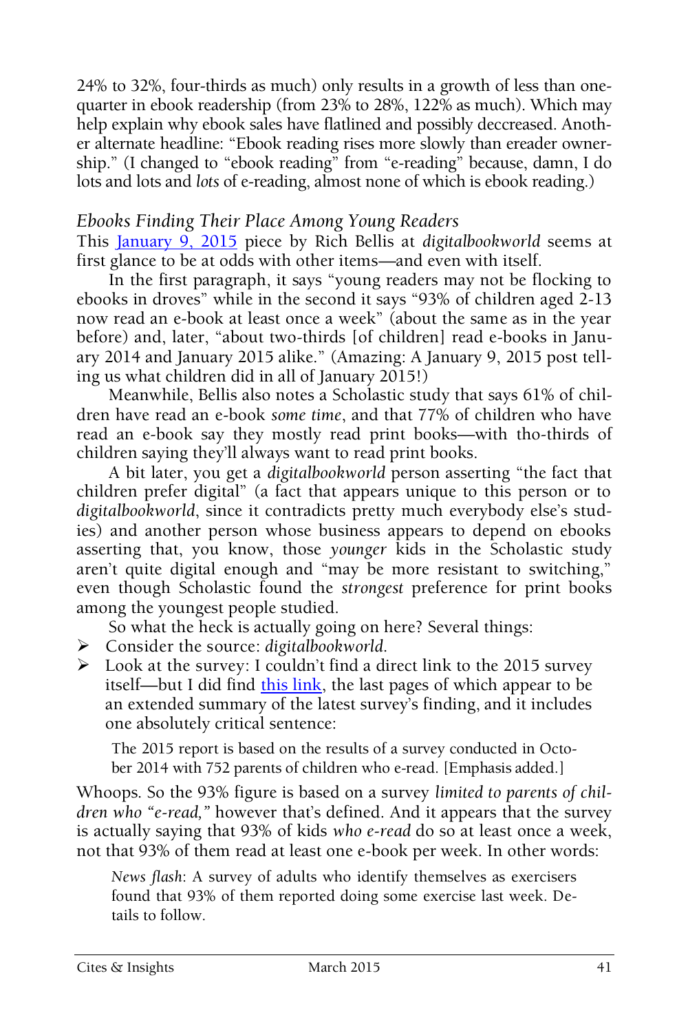24% to 32%, four-thirds as much) only results in a growth of less than one-quarter in ebook readership (from 23% to 28%, 122% as much). Which may help explain why ebook sales have flatlined and possibly deccreased. Another alternate headline: "Ebook reading rises more slowly than ereader ownership." (I changed to "ebook reading" from "e-reading" because, damn, I do lots and lots and *lots* of e-reading, almost none of which is ebook reading.)

### *Ebooks Finding Their Place Among Young Readers*

This [January 9, 2015](#) piece by Rich Bellis at *digitalbookworld* seems at first glance to be at odds with other items—and even with itself.

In the first paragraph, it says "young readers may not be flocking to ebooks in droves" while in the second it says "93% of children aged 2-13 now read an e-book at least once a week" (about the same as in the year before) and, later, "about two-thirds [of children] read e-books in January 2014 and January 2015 alike." (Amazing: A January 9, 2015 post telling us what children did in all of January 2015!)

Meanwhile, Bellis also notes a Scholastic study that says 61% of children have read an e-book *some time*, and that 77% of children who have read an e-book say they mostly read print books—with tho-thirds of children saying they'll always want to read print books.

A bit later, you get a *digitalbookworld* person asserting "the fact that children prefer digital" (a fact that appears unique to this person or to *digitalbookworld*, since it contradicts pretty much everybody else's studies) and another person whose business appears to depend on ebooks asserting that, you know, those *younger* kids in the Scholastic study aren't quite digital enough and "may be more resistant to switching," even though Scholastic found the *strongest* preference for print books among the youngest people studied.

So what the heck is actually going on here? Several things:

- Consider the source: *digitalbookworld*.
- Look at the survey: I couldn't find a direct link to the 2015 survey itself—but I did find [this link](#), the last pages of which appear to be an extended summary of the latest survey's finding, and it includes one absolutely critical sentence:

> The 2015 report is based on the results of a survey conducted in October 2014 with 752 parents of children who e-read. [Emphasis added.]

Whoops. So the 93% figure is based on a survey *limited to parents of children who "e-read,"* however that's defined. And it appears that the survey is actually saying that 93% of kids *who e-read* do so at least once a week, not that 93% of them read at least one e-book per week. In other words:

> *News flash*: A survey of adults who identify themselves as exercisers found that 93% of them reported doing some exercise last week. Details to follow.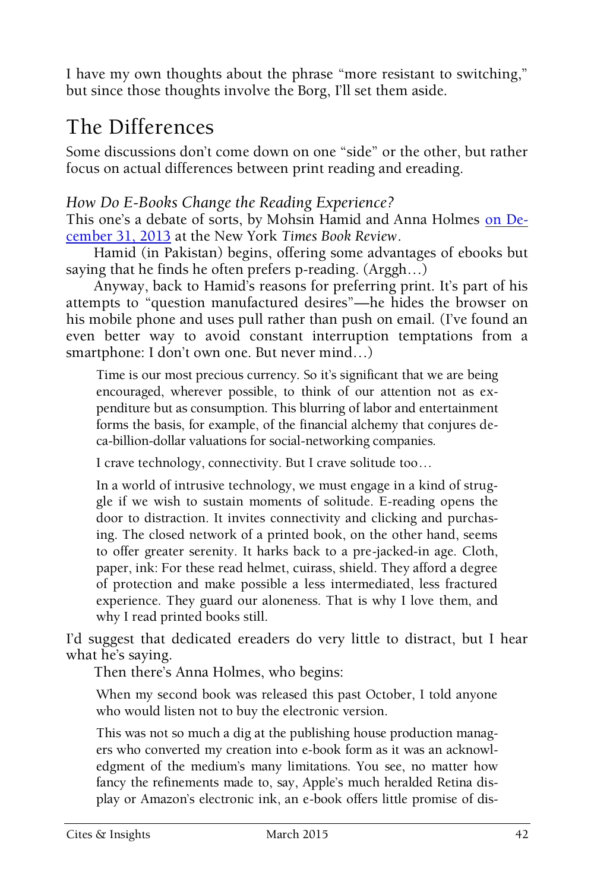I have my own thoughts about the phrase "more resistant to switching," but since those thoughts involve the Borg, I'll set them aside.

## The Differences

Some discussions don't come down on one "side" or the other, but rather focus on actual differences between print reading and ereading.

### *How Do E-Books Change the Reading Experience?*

This one's a debate of sorts, by Mohsin Hamid and Anna Holmes [on December 31, 2013](#) at the New York *Times Book Review*.

Hamid (in Pakistan) begins, offering some advantages of ebooks but saying that he finds he often prefers p-reading. (Arggh…)

Anyway, back to Hamid's reasons for preferring print. It's part of his attempts to "question manufactured desires"—he hides the browser on his mobile phone and uses pull rather than push on email. (I've found an even better way to avoid constant interruption temptations from a smartphone: I don't own one. But never mind…)

> Time is our most precious currency. So it's significant that we are being encouraged, wherever possible, to think of our attention not as expenditure but as consumption. This blurring of labor and entertainment forms the basis, for example, of the financial alchemy that conjures deca-billion-dollar valuations for social-networking companies.
>
> I crave technology, connectivity. But I crave solitude too…
>
> In a world of intrusive technology, we must engage in a kind of struggle if we wish to sustain moments of solitude. E-reading opens the door to distraction. It invites connectivity and clicking and purchasing. The closed network of a printed book, on the other hand, seems to offer greater serenity. It harks back to a pre-jacked-in age. Cloth, paper, ink: For these read helmet, cuirass, shield. They afford a degree of protection and make possible a less intermediated, less fractured experience. They guard our aloneness. That is why I love them, and why I read printed books still.

I'd suggest that dedicated ereaders do very little to distract, but I hear what he's saying.

Then there's Anna Holmes, who begins:

> When my second book was released this past October, I told anyone who would listen not to buy the electronic version.
>
> This was not so much a dig at the publishing house production managers who converted my creation into e-book form as it was an acknowledgment of the medium's many limitations. You see, no matter how fancy the refinements made to, say, Apple's much heralded Retina display or Amazon's electronic ink, an e-book offers little promise of dis-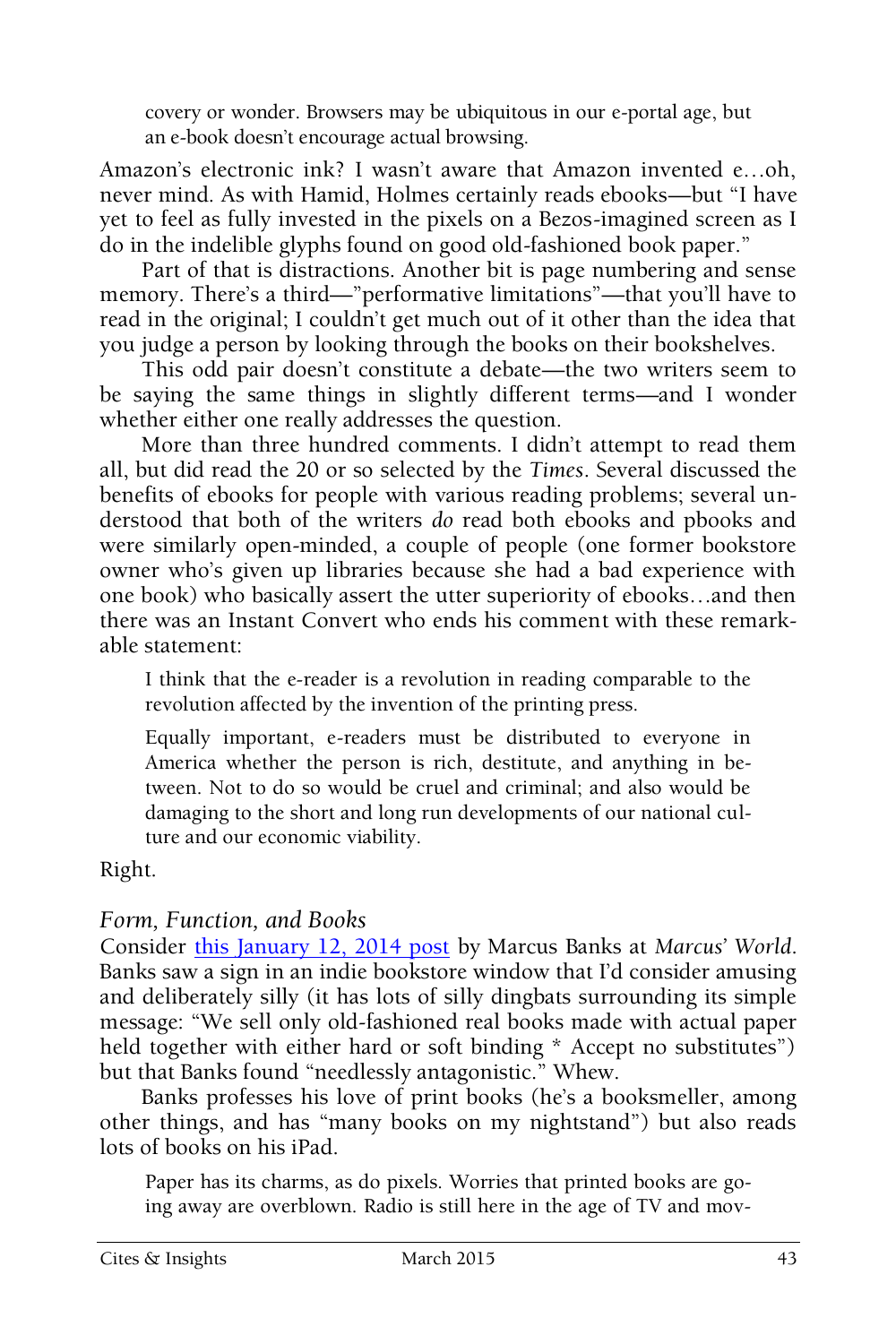covery or wonder. Browsers may be ubiquitous in our e-portal age, but an e-book doesn't encourage actual browsing.

Amazon's electronic ink? I wasn't aware that Amazon invented e…oh, never mind. As with Hamid, Holmes certainly reads ebooks—but "I have yet to feel as fully invested in the pixels on a Bezos-imagined screen as I do in the indelible glyphs found on good old-fashioned book paper."

Part of that is distractions. Another bit is page numbering and sense memory. There's a third—"performative limitations"—that you'll have to read in the original; I couldn't get much out of it other than the idea that you judge a person by looking through the books on their bookshelves.

This odd pair doesn't constitute a debate—the two writers seem to be saying the same things in slightly different terms—and I wonder whether either one really addresses the question.

More than three hundred comments. I didn't attempt to read them all, but did read the 20 or so selected by the *Times*. Several discussed the benefits of ebooks for people with various reading problems; several understood that both of the writers *do* read both ebooks and pbooks and were similarly open-minded, a couple of people (one former bookstore owner who's given up libraries because she had a bad experience with one book) who basically assert the utter superiority of ebooks…and then there was an Instant Convert who ends his comment with these remarkable statement:

> I think that the e-reader is a revolution in reading comparable to the revolution affected by the invention of the printing press.
>
> Equally important, e-readers must be distributed to everyone in America whether the person is rich, destitute, and anything in between. Not to do so would be cruel and criminal; and also would be damaging to the short and long run developments of our national culture and our economic viability.

Right.

### *Form, Function, and Books*

Consider this January 12, 2014 post by Marcus Banks at *Marcus' World*. Banks saw a sign in an indie bookstore window that I'd consider amusing and deliberately silly (it has lots of silly dingbats surrounding its simple message: "We sell only old-fashioned real books made with actual paper held together with either hard or soft binding * Accept no substitutes") but that Banks found "needlessly antagonistic." Whew.

Banks professes his love of print books (he's a booksmeller, among other things, and has "many books on my nightstand") but also reads lots of books on his iPad.

> Paper has its charms, as do pixels. Worries that printed books are going away are overblown. Radio is still here in the age of TV and mov-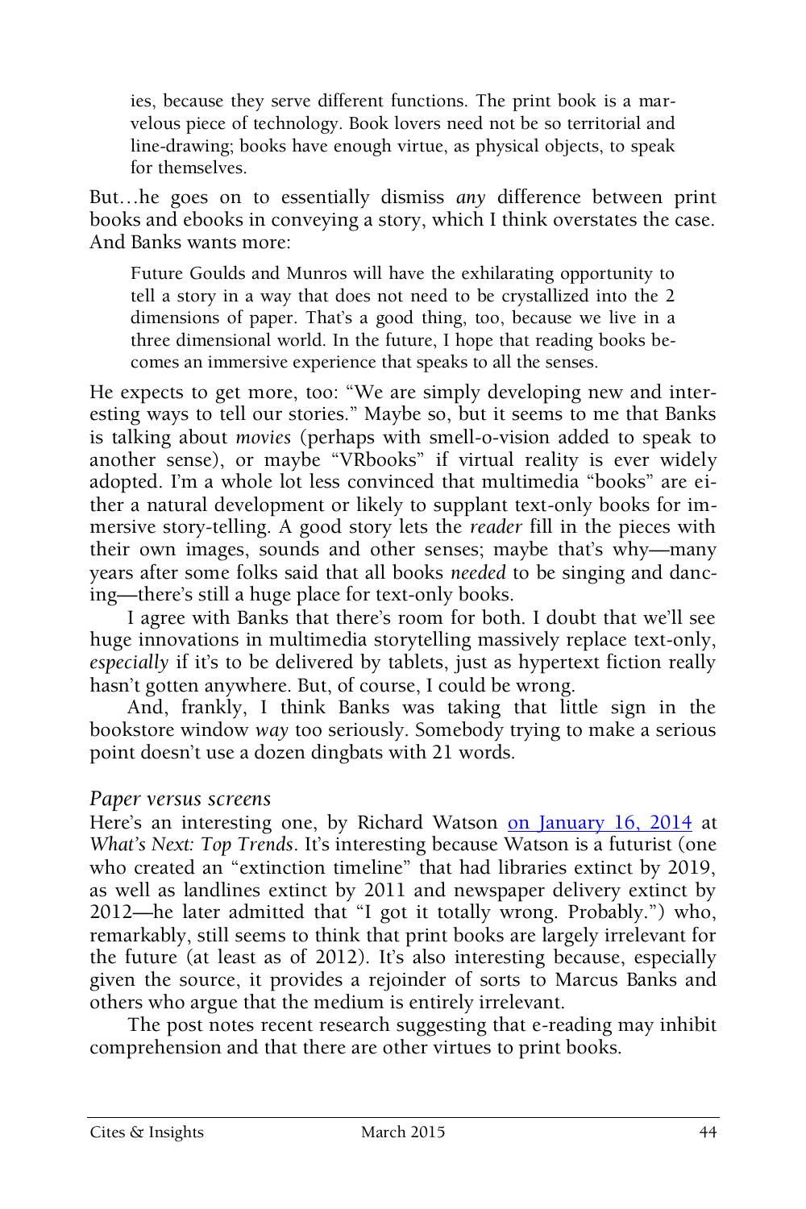ies, because they serve different functions. The print book is a marvelous piece of technology. Book lovers need not be so territorial and line-drawing; books have enough virtue, as physical objects, to speak for themselves.

But…he goes on to essentially dismiss *any* difference between print books and ebooks in conveying a story, which I think overstates the case. And Banks wants more:

> Future Goulds and Munros will have the exhilarating opportunity to tell a story in a way that does not need to be crystallized into the 2 dimensions of paper. That's a good thing, too, because we live in a three dimensional world. In the future, I hope that reading books becomes an immersive experience that speaks to all the senses.

He expects to get more, too: "We are simply developing new and interesting ways to tell our stories." Maybe so, but it seems to me that Banks is talking about *movies* (perhaps with smell-o-vision added to speak to another sense), or maybe "VRbooks" if virtual reality is ever widely adopted. I'm a whole lot less convinced that multimedia "books" are either a natural development or likely to supplant text-only books for immersive story-telling. A good story lets the *reader* fill in the pieces with their own images, sounds and other senses; maybe that's why—many years after some folks said that all books *needed* to be singing and dancing—there's still a huge place for text-only books.

I agree with Banks that there's room for both. I doubt that we'll see huge innovations in multimedia storytelling massively replace text-only, *especially* if it's to be delivered by tablets, just as hypertext fiction really hasn't gotten anywhere. But, of course, I could be wrong.

And, frankly, I think Banks was taking that little sign in the bookstore window *way* too seriously. Somebody trying to make a serious point doesn't use a dozen dingbats with 21 words.

### *Paper versus screens*

Here's an interesting one, by Richard Watson on January 16, 2014 at *What's Next: Top Trends*. It's interesting because Watson is a futurist (one who created an "extinction timeline" that had libraries extinct by 2019, as well as landlines extinct by 2011 and newspaper delivery extinct by 2012—he later admitted that "I got it totally wrong. Probably.") who, remarkably, still seems to think that print books are largely irrelevant for the future (at least as of 2012). It's also interesting because, especially given the source, it provides a rejoinder of sorts to Marcus Banks and others who argue that the medium is entirely irrelevant.

The post notes recent research suggesting that e-reading may inhibit comprehension and that there are other virtues to print books.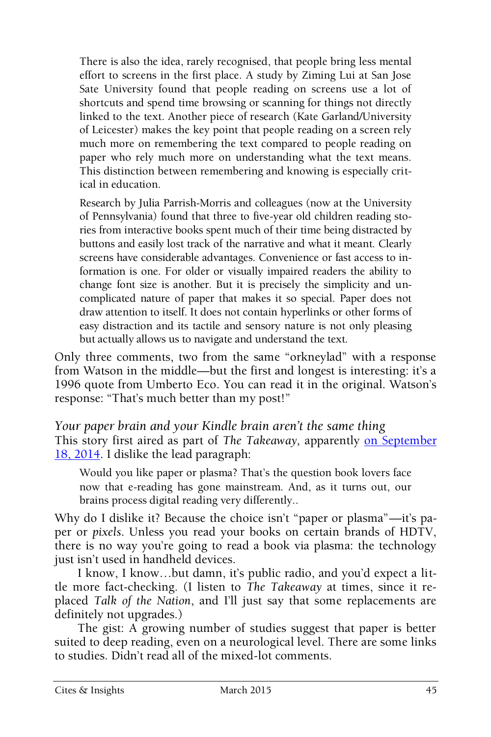> There is also the idea, rarely recognised, that people bring less mental effort to screens in the first place. A study by Ziming Lui at San Jose Sate University found that people reading on screens use a lot of shortcuts and spend time browsing or scanning for things not directly linked to the text. Another piece of research (Kate Garland/University of Leicester) makes the key point that people reading on a screen rely much more on remembering the text compared to people reading on paper who rely much more on understanding what the text means. This distinction between remembering and knowing is especially critical in education.
>
> Research by Julia Parrish-Morris and colleagues (now at the University of Pennsylvania) found that three to five-year old children reading stories from interactive books spent much of their time being distracted by buttons and easily lost track of the narrative and what it meant. Clearly screens have considerable advantages. Convenience or fast access to information is one. For older or visually impaired readers the ability to change font size is another. But it is precisely the simplicity and uncomplicated nature of paper that makes it so special. Paper does not draw attention to itself. It does not contain hyperlinks or other forms of easy distraction and its tactile and sensory nature is not only pleasing but actually allows us to navigate and understand the text.

Only three comments, two from the same "orkneylad" with a response from Watson in the middle—but the first and longest is interesting: it's a 1996 quote from Umberto Eco. You can read it in the original. Watson's response: "That's much better than my post!"

*Your paper brain and your Kindle brain aren't the same thing*
This story first aired as part of *The Takeaway,* apparently on September 18, 2014. I dislike the lead paragraph:

> Would you like paper or plasma? That's the question book lovers face now that e-reading has gone mainstream. And, as it turns out, our brains process digital reading very differently..

Why do I dislike it? Because the choice isn't "paper or plasma"—it's paper or *pixels*. Unless you read your books on certain brands of HDTV, there is no way you're going to read a book via plasma: the technology just isn't used in handheld devices.

I know, I know…but damn, it's public radio, and you'd expect a little more fact-checking. (I listen to *The Takeaway* at times, since it replaced *Talk of the Nation*, and I'll just say that some replacements are definitely not upgrades.)

The gist: A growing number of studies suggest that paper is better suited to deep reading, even on a neurological level. There are some links to studies. Didn't read all of the mixed-lot comments.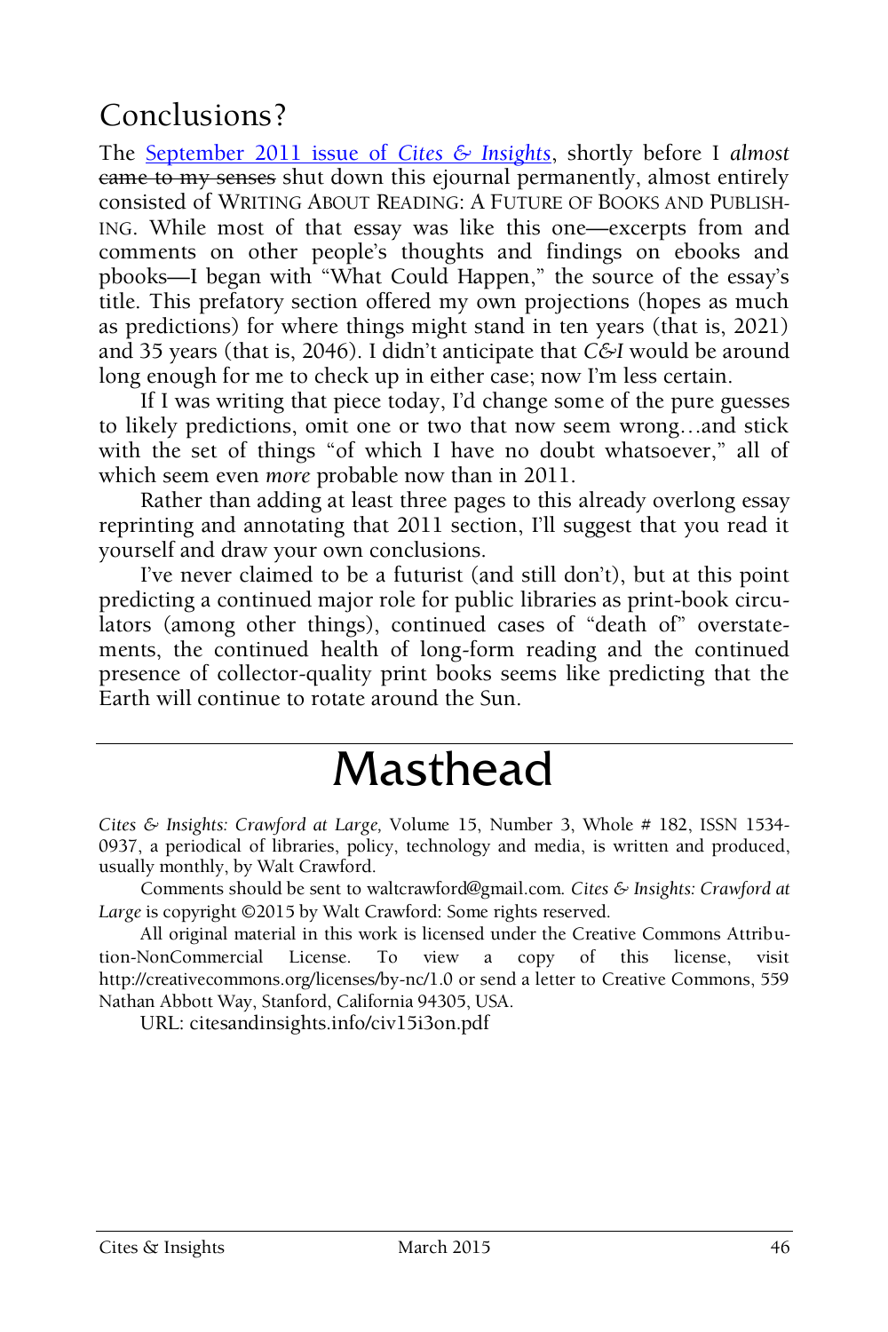## Conclusions?

The [September 2011 issue of *Cites & Insights*](), shortly before I *almost* ~~came to my senses~~ shut down this ejournal permanently, almost entirely consisted of WRITING ABOUT READING: A FUTURE OF BOOKS AND PUBLISHING. While most of that essay was like this one—excerpts from and comments on other people's thoughts and findings on ebooks and pbooks—I began with "What Could Happen," the source of the essay's title. This prefatory section offered my own projections (hopes as much as predictions) for where things might stand in ten years (that is, 2021) and 35 years (that is, 2046). I didn't anticipate that *C&I* would be around long enough for me to check up in either case; now I'm less certain.

If I was writing that piece today, I'd change some of the pure guesses to likely predictions, omit one or two that now seem wrong…and stick with the set of things "of which I have no doubt whatsoever," all of which seem even *more* probable now than in 2011.

Rather than adding at least three pages to this already overlong essay reprinting and annotating that 2011 section, I'll suggest that you read it yourself and draw your own conclusions.

I've never claimed to be a futurist (and still don't), but at this point predicting a continued major role for public libraries as print-book circulators (among other things), continued cases of "death of" overstatements, the continued health of long-form reading and the continued presence of collector-quality print books seems like predicting that the Earth will continue to rotate around the Sun.

# Masthead

*Cites & Insights: Crawford at Large,* Volume 15, Number 3, Whole # 182, ISSN 1534-0937, a periodical of libraries, policy, technology and media, is written and produced, usually monthly, by Walt Crawford.

Comments should be sent to waltcrawford@gmail.com. *Cites & Insights: Crawford at Large* is copyright ©2015 by Walt Crawford: Some rights reserved.

All original material in this work is licensed under the Creative Commons Attribution-NonCommercial License. To view a copy of this license, visit http://creativecommons.org/licenses/by-nc/1.0 or send a letter to Creative Commons, 559 Nathan Abbott Way, Stanford, California 94305, USA.

URL: citesandinsights.info/civ15i3on.pdf